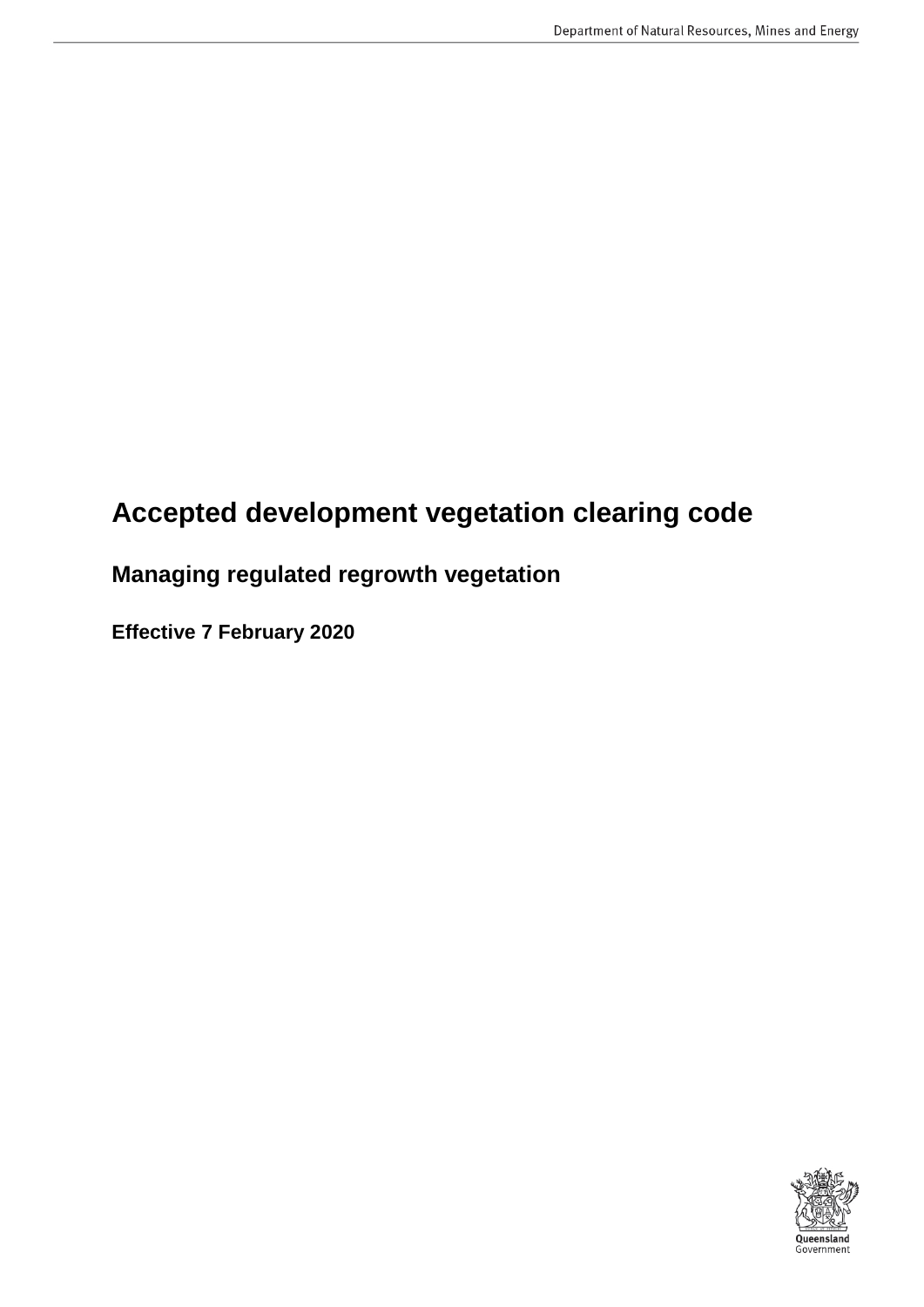# Accepted development vegetation clearing code

## Managing regulated regrowth vegetation

**Effective 7 February 2020**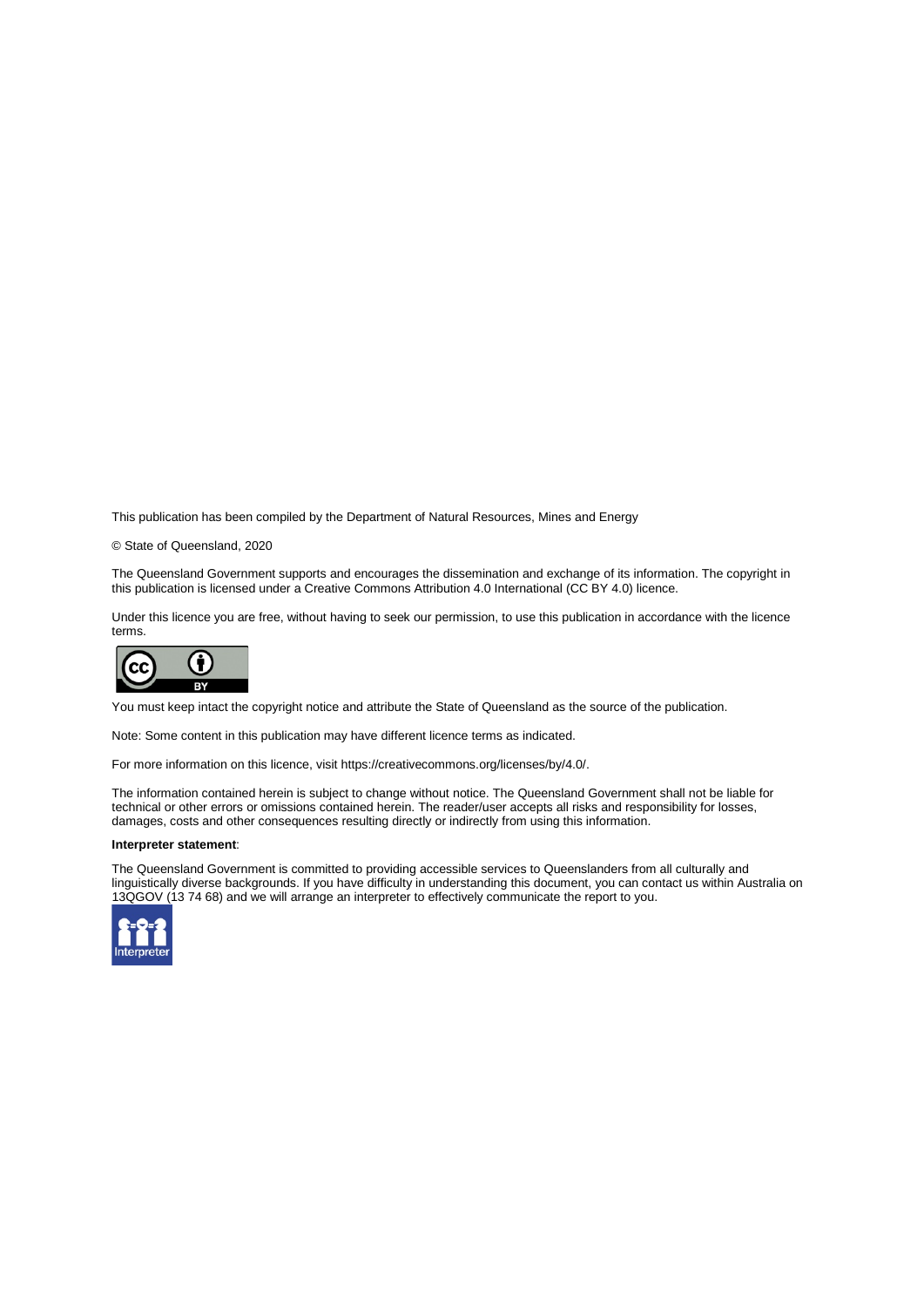This publication has been compiled by the Department of Natural Resources, Mines and Energy

© State of Queensland, 2020

The Queensland Government supports and encourages the dissemination and exchange of its information. The copyright in this publication is licensed under a Creative Commons Attribution 4.0 International (CC BY 4.0) licence.

Under this licence you are free, without having to seek our permission, to use this publication in accordance with the licence terms.

You must keep intact the copyright notice and attribute the State of Queensland as the source of the publication.

Note: Some content in this publication may have different licence terms as indicated.

For more information on this licence, visit https://creativecommons.org/licenses/by/4.0/.

The information contained herein is subject to change without notice. The Queensland Government shall not be liable for technical or other errors or omissions contained herein. The reader/user accepts all risks and responsibility for losses, damages, costs and other consequences resulting directly or indirectly from using this information.

**Interpreter statement**:

The Queensland Government is committed to providing accessible services to Queenslanders from all culturally and linguistically diverse backgrounds. If you have difficulty in understanding this document, you can contact us within Australia on 13QGOV (13 74 68) and we will arrange an interpreter to effectively communicate the report to you.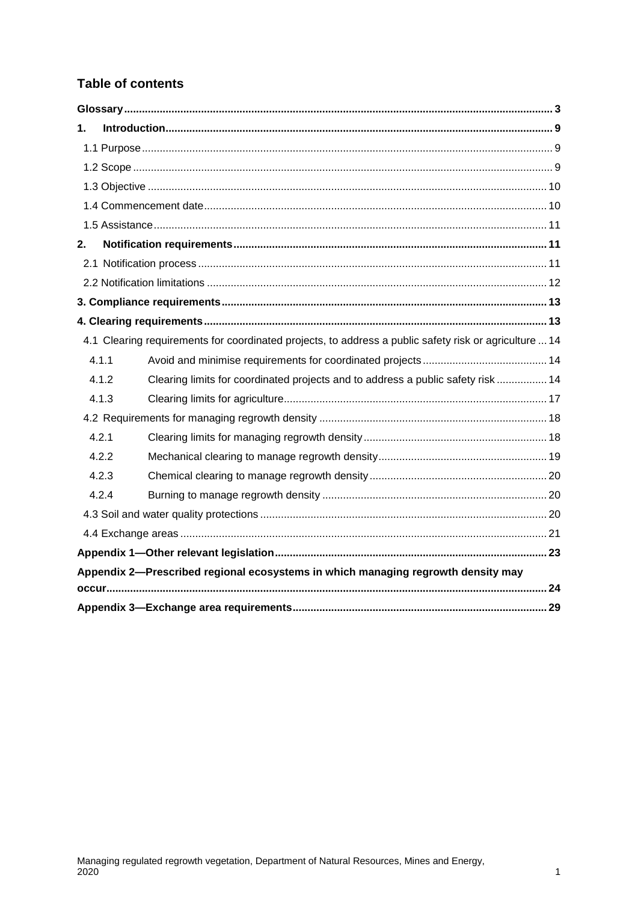## Table of contents

| | | |
|---|---|---|
| **Glossary** | | **3** |
| **1.** | **Introduction** | **9** |
| 1.1 Purpose | | 9 |
| 1.2 Scope | | 9 |
| 1.3 Objective | | 10 |
| 1.4 Commencement date | | 10 |
| 1.5 Assistance | | 11 |
| **2.** | **Notification requirements** | **11** |
| 2.1 Notification process | | 11 |
| 2.2 Notification limitations | | 12 |
| **3. Compliance requirements** | | **13** |
| **4. Clearing requirements** | | **13** |
| 4.1 Clearing requirements for coordinated projects, to address a public safety risk or agriculture | | 14 |
| 4.1.1 | Avoid and minimise requirements for coordinated projects | 14 |
| 4.1.2 | Clearing limits for coordinated projects and to address a public safety risk | 14 |
| 4.1.3 | Clearing limits for agriculture | 17 |
| 4.2 Requirements for managing regrowth density | | 18 |
| 4.2.1 | Clearing limits for managing regrowth density | 18 |
| 4.2.2 | Mechanical clearing to manage regrowth density | 19 |
| 4.2.3 | Chemical clearing to manage regrowth density | 20 |
| 4.2.4 | Burning to manage regrowth density | 20 |
| 4.3 Soil and water quality protections | | 20 |
| 4.4 Exchange areas | | 21 |
| **Appendix 1—Other relevant legislation** | | **23** |
| **Appendix 2—Prescribed regional ecosystems in which managing regrowth density may occur** | | **24** |
| **Appendix 3—Exchange area requirements** | | **29** |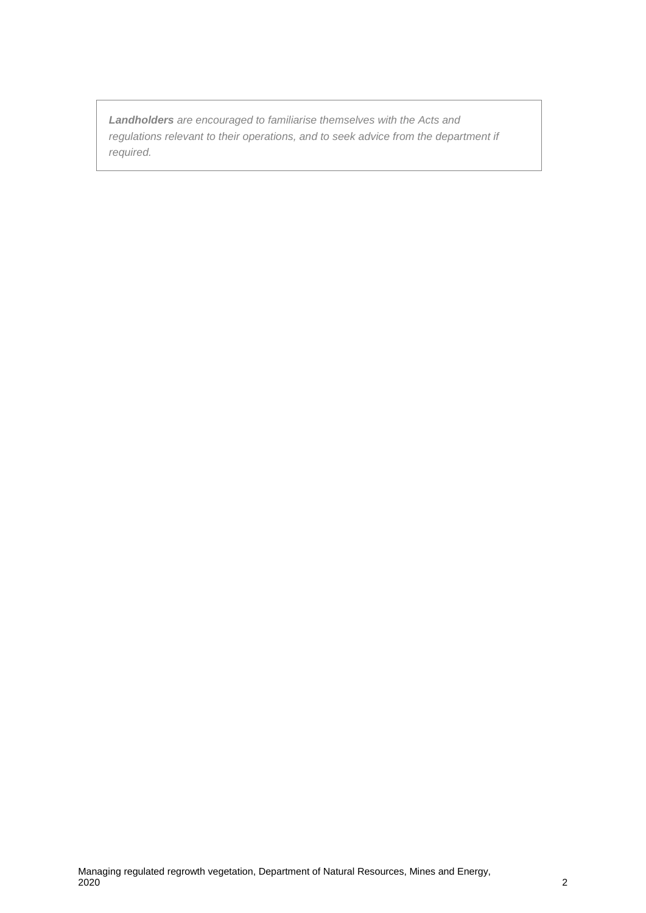> ***Landholders*** *are encouraged to familiarise themselves with the Acts and regulations relevant to their operations, and to seek advice from the department if required.*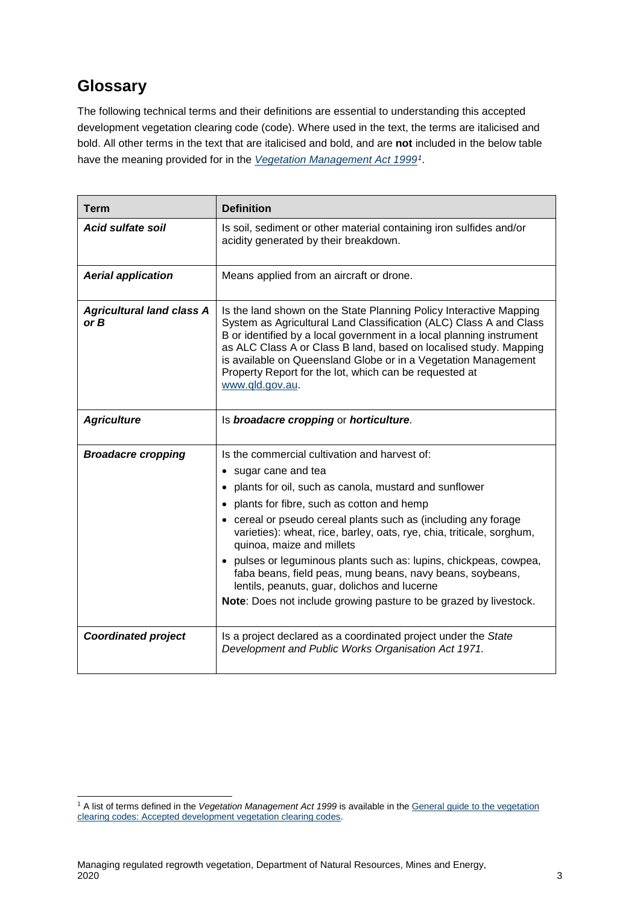## Glossary

The following technical terms and their definitions are essential to understanding this accepted development vegetation clearing code (code). Where used in the text, the terms are italicised and bold. All other terms in the text that are italicised and bold, and are **not** included in the below table have the meaning provided for in the [*Vegetation Management Act 1999*](#)[1].

| Term | Definition |
|---|---|
| ***Acid sulfate soil*** | Is soil, sediment or other material containing iron sulfides and/or acidity generated by their breakdown. |
| ***Aerial application*** | Means applied from an aircraft or drone. |
| ***Agricultural land class A or B*** | Is the land shown on the State Planning Policy Interactive Mapping System as Agricultural Land Classification (ALC) Class A and Class B or identified by a local government in a local planning instrument as ALC Class A or Class B land, based on localised study. Mapping is available on Queensland Globe or in a Vegetation Management Property Report for the lot, which can be requested at www.qld.gov.au. |
| ***Agriculture*** | Is ***broadacre cropping*** or ***horticulture***. |
| ***Broadacre cropping*** | Is the commercial cultivation and harvest of:<br>• sugar cane and tea<br>• plants for oil, such as canola, mustard and sunflower<br>• plants for fibre, such as cotton and hemp<br>• cereal or pseudo cereal plants such as (including any forage varieties): wheat, rice, barley, oats, rye, chia, triticale, sorghum, quinoa, maize and millets<br>• pulses or leguminous plants such as: lupins, chickpeas, cowpea, faba beans, field peas, mung beans, navy beans, soybeans, lentils, peanuts, guar, dolichos and lucerne<br>**Note**: Does not include growing pasture to be grazed by livestock. |
| ***Coordinated project*** | Is a project declared as a coordinated project under the *State Development and Public Works Organisation Act 1971.* |

[1] A list of terms defined in the *Vegetation Management Act 1999* is available in the General guide to the vegetation clearing codes: Accepted development vegetation clearing codes.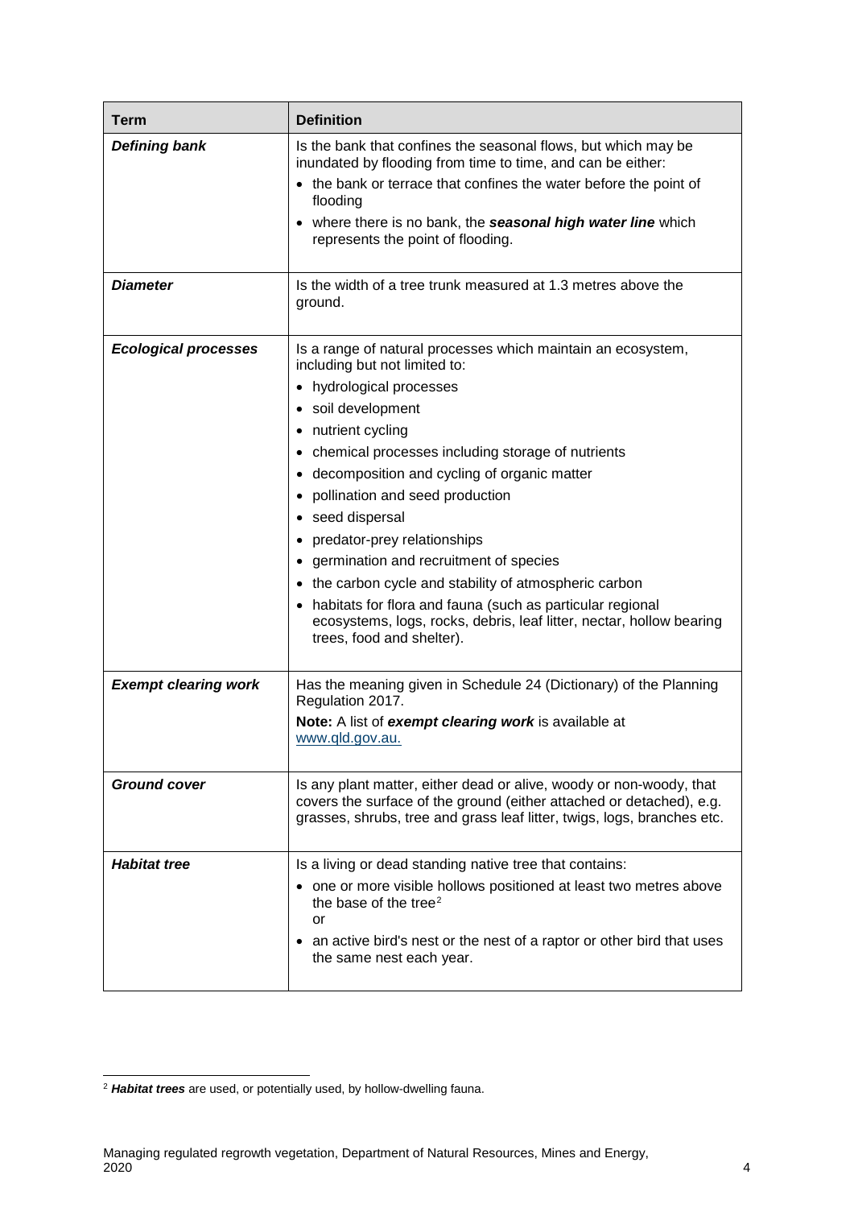| Term | Definition |
|---|---|
| ***Defining bank*** | Is the bank that confines the seasonal flows, but which may be inundated by flooding from time to time, and can be either:<br>• the bank or terrace that confines the water before the point of flooding<br>• where there is no bank, the ***seasonal high water line*** which represents the point of flooding. |
| ***Diameter*** | Is the width of a tree trunk measured at 1.3 metres above the ground. |
| ***Ecological processes*** | Is a range of natural processes which maintain an ecosystem, including but not limited to:<br>• hydrological processes<br>• soil development<br>• nutrient cycling<br>• chemical processes including storage of nutrients<br>• decomposition and cycling of organic matter<br>• pollination and seed production<br>• seed dispersal<br>• predator-prey relationships<br>• germination and recruitment of species<br>• the carbon cycle and stability of atmospheric carbon<br>• habitats for flora and fauna (such as particular regional ecosystems, logs, rocks, debris, leaf litter, nectar, hollow bearing trees, food and shelter). |
| ***Exempt clearing work*** | Has the meaning given in Schedule 24 (Dictionary) of the Planning Regulation 2017.<br>**Note:** A list of ***exempt clearing work*** is available at www.qld.gov.au. |
| ***Ground cover*** | Is any plant matter, either dead or alive, woody or non-woody, that covers the surface of the ground (either attached or detached), e.g. grasses, shrubs, tree and grass leaf litter, twigs, logs, branches etc. |
| ***Habitat tree*** | Is a living or dead standing native tree that contains:<br>• one or more visible hollows positioned at least two metres above the base of the tree[2]<br>or<br>• an active bird's nest or the nest of a raptor or other bird that uses the same nest each year. |

[2] ***Habitat trees*** are used, or potentially used, by hollow-dwelling fauna.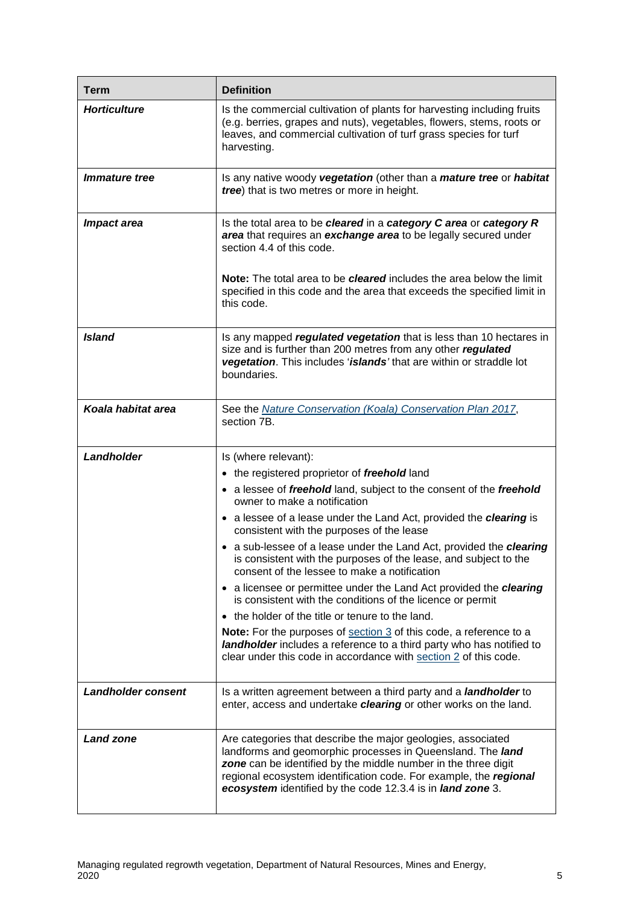| Term | Definition |
|---|---|
| ***Horticulture*** | Is the commercial cultivation of plants for harvesting including fruits (e.g. berries, grapes and nuts), vegetables, flowers, stems, roots or leaves, and commercial cultivation of turf grass species for turf harvesting. |
| ***Immature tree*** | Is any native woody ***vegetation*** (other than a ***mature tree*** or ***habitat tree***) that is two metres or more in height. |
| ***Impact area*** | Is the total area to be ***cleared*** in a ***category C area*** or ***category R area*** that requires an ***exchange area*** to be legally secured under section 4.4 of this code.<br><br>**Note:** The total area to be ***cleared*** includes the area below the limit specified in this code and the area that exceeds the specified limit in this code. |
| ***Island*** | Is any mapped ***regulated vegetation*** that is less than 10 hectares in size and is further than 200 metres from any other ***regulated vegetation***. This includes '***islands***' that are within or straddle lot boundaries. |
| ***Koala habitat area*** | See the [*Nature Conservation (Koala) Conservation Plan 2017*](), section 7B. |
| ***Landholder*** | Is (where relevant):<br>• the registered proprietor of ***freehold*** land<br>• a lessee of ***freehold*** land, subject to the consent of the ***freehold*** owner to make a notification<br>• a lessee of a lease under the Land Act, provided the ***clearing*** is consistent with the purposes of the lease<br>• a sub-lessee of a lease under the Land Act, provided the ***clearing*** is consistent with the purposes of the lease, and subject to the consent of the lessee to make a notification<br>• a licensee or permittee under the Land Act provided the ***clearing*** is consistent with the conditions of the licence or permit<br>• the holder of the title or tenure to the land.<br>**Note:** For the purposes of section 3 of this code, a reference to a ***landholder*** includes a reference to a third party who has notified to clear under this code in accordance with section 2 of this code. |
| ***Landholder consent*** | Is a written agreement between a third party and a ***landholder*** to enter, access and undertake ***clearing*** or other works on the land. |
| ***Land zone*** | Are categories that describe the major geologies, associated landforms and geomorphic processes in Queensland. The ***land zone*** can be identified by the middle number in the three digit regional ecosystem identification code. For example, the ***regional ecosystem*** identified by the code 12.3.4 is in ***land zone*** 3. |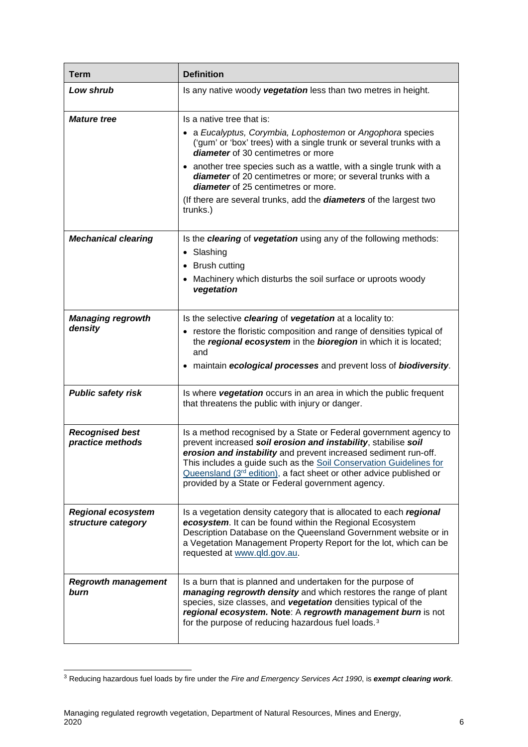| Term | Definition |
|---|---|
| ***Low shrub*** | Is any native woody ***vegetation*** less than two metres in height. |
| ***Mature tree*** | Is a native tree that is:<br>• a *Eucalyptus, Corymbia, Lophostemon* or *Angophora* species ('gum' or 'box' trees) with a single trunk or several trunks with a ***diameter*** of 30 centimetres or more<br>• another tree species such as a wattle, with a single trunk with a ***diameter*** of 20 centimetres or more; or several trunks with a ***diameter*** of 25 centimetres or more.<br>(If there are several trunks, add the ***diameters*** of the largest two trunks.) |
| ***Mechanical clearing*** | Is the ***clearing*** of ***vegetation*** using any of the following methods:<br>• Slashing<br>• Brush cutting<br>• Machinery which disturbs the soil surface or uproots woody ***vegetation*** |
| ***Managing regrowth density*** | Is the selective ***clearing*** of ***vegetation*** at a locality to:<br>• restore the floristic composition and range of densities typical of the ***regional ecosystem*** in the ***bioregion*** in which it is located; and<br>• maintain ***ecological processes*** and prevent loss of ***biodiversity***. |
| ***Public safety risk*** | Is where ***vegetation*** occurs in an area in which the public frequent that threatens the public with injury or danger. |
| ***Recognised best practice methods*** | Is a method recognised by a State or Federal government agency to prevent increased ***soil erosion and instability***, stabilise ***soil erosion and instability*** and prevent increased sediment run-off. This includes a guide such as the Soil Conservation Guidelines for Queensland (3rd edition), a fact sheet or other advice published or provided by a State or Federal government agency. |
| ***Regional ecosystem structure category*** | Is a vegetation density category that is allocated to each ***regional ecosystem***. It can be found within the Regional Ecosystem Description Database on the Queensland Government website or in a Vegetation Management Property Report for the lot, which can be requested at www.qld.gov.au. |
| ***Regrowth management burn*** | Is a burn that is planned and undertaken for the purpose of ***managing regrowth density*** and which restores the range of plant species, size classes, and ***vegetation*** densities typical of the ***regional ecosystem.*** **Note**: A ***regrowth management burn*** is not for the purpose of reducing hazardous fuel loads.[3] |

[3] Reducing hazardous fuel loads by fire under the *Fire and Emergency Services Act 1990*, is ***exempt clearing work***.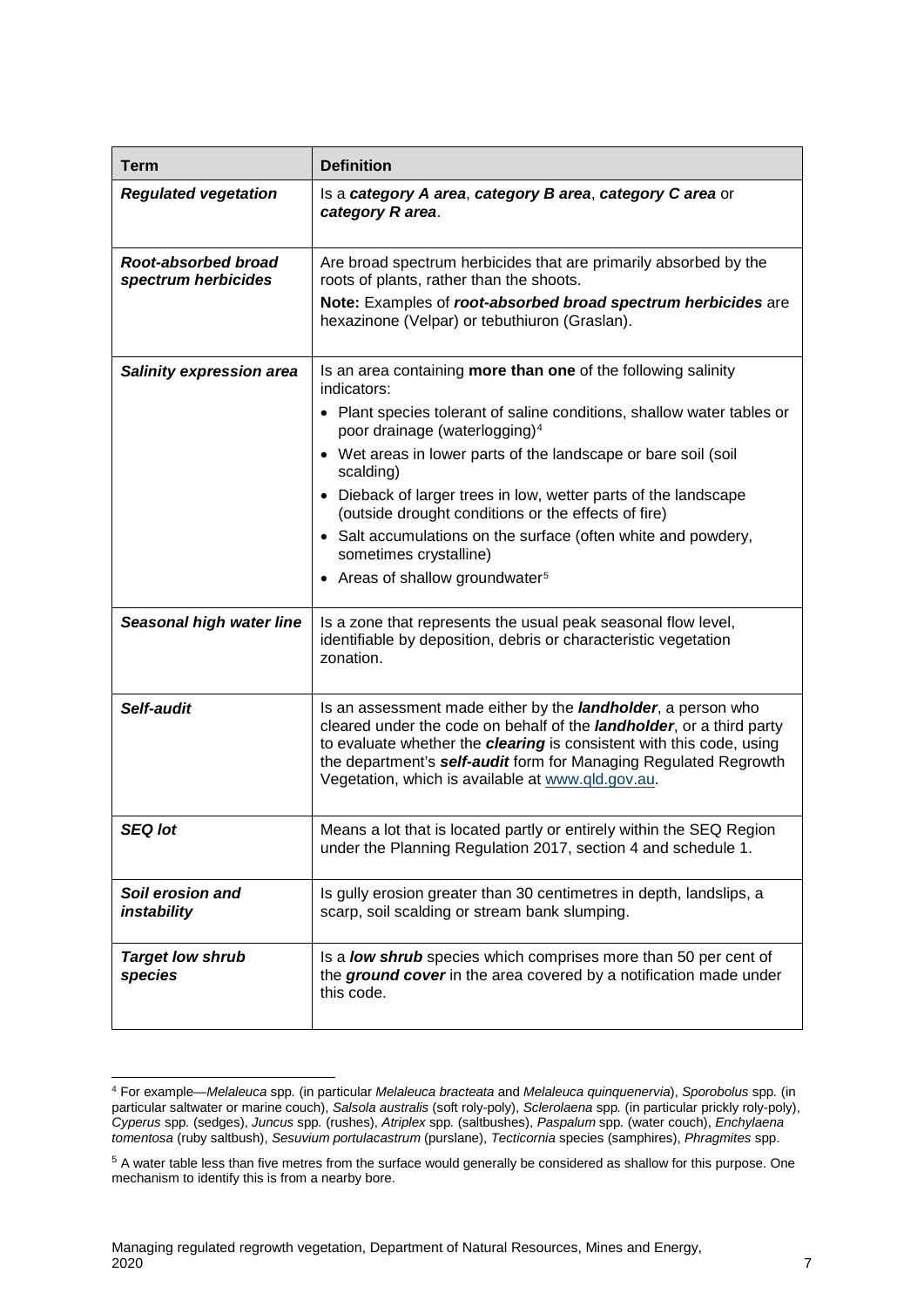| Term | Definition |
| --- | --- |
| ***Regulated vegetation*** | Is a ***category A area***, ***category B area***, ***category C area*** or ***category R area***. |
| ***Root-absorbed broad spectrum herbicides*** | Are broad spectrum herbicides that are primarily absorbed by the roots of plants, rather than the shoots.<br>**Note:** Examples of ***root-absorbed broad spectrum herbicides*** are hexazinone (Velpar) or tebuthiuron (Graslan). |
| ***Salinity expression area*** | Is an area containing **more than one** of the following salinity indicators:<br>• Plant species tolerant of saline conditions, shallow water tables or poor drainage (waterlogging)[4]<br>• Wet areas in lower parts of the landscape or bare soil (soil scalding)<br>• Dieback of larger trees in low, wetter parts of the landscape (outside drought conditions or the effects of fire)<br>• Salt accumulations on the surface (often white and powdery, sometimes crystalline)<br>• Areas of shallow groundwater[5] |
| ***Seasonal high water line*** | Is a zone that represents the usual peak seasonal flow level, identifiable by deposition, debris or characteristic vegetation zonation. |
| ***Self-audit*** | Is an assessment made either by the ***landholder***, a person who cleared under the code on behalf of the ***landholder***, or a third party to evaluate whether the ***clearing*** is consistent with this code, using the department's ***self-audit*** form for Managing Regulated Regrowth Vegetation, which is available at www.qld.gov.au. |
| ***SEQ lot*** | Means a lot that is located partly or entirely within the SEQ Region under the Planning Regulation 2017, section 4 and schedule 1. |
| ***Soil erosion and instability*** | Is gully erosion greater than 30 centimetres in depth, landslips, a scarp, soil scalding or stream bank slumping. |
| ***Target low shrub species*** | Is a ***low shrub*** species which comprises more than 50 per cent of the ***ground cover*** in the area covered by a notification made under this code. |

[4] For example—*Melaleuca* spp. (in particular *Melaleuca bracteata* and *Melaleuca quinquenervia*), *Sporobolus* spp. (in particular saltwater or marine couch), *Salsola australis* (soft roly-poly), *Sclerolaena* spp. (in particular prickly roly-poly), *Cyperus* spp. (sedges), *Juncus* spp. (rushes), *Atriplex* spp. (saltbushes), *Paspalum* spp. (water couch), *Enchylaena tomentosa* (ruby saltbush), *Sesuvium portulacastrum* (purslane), *Tecticornia* species (samphires), *Phragmites* spp.

[5] A water table less than five metres from the surface would generally be considered as shallow for this purpose. One mechanism to identify this is from a nearby bore.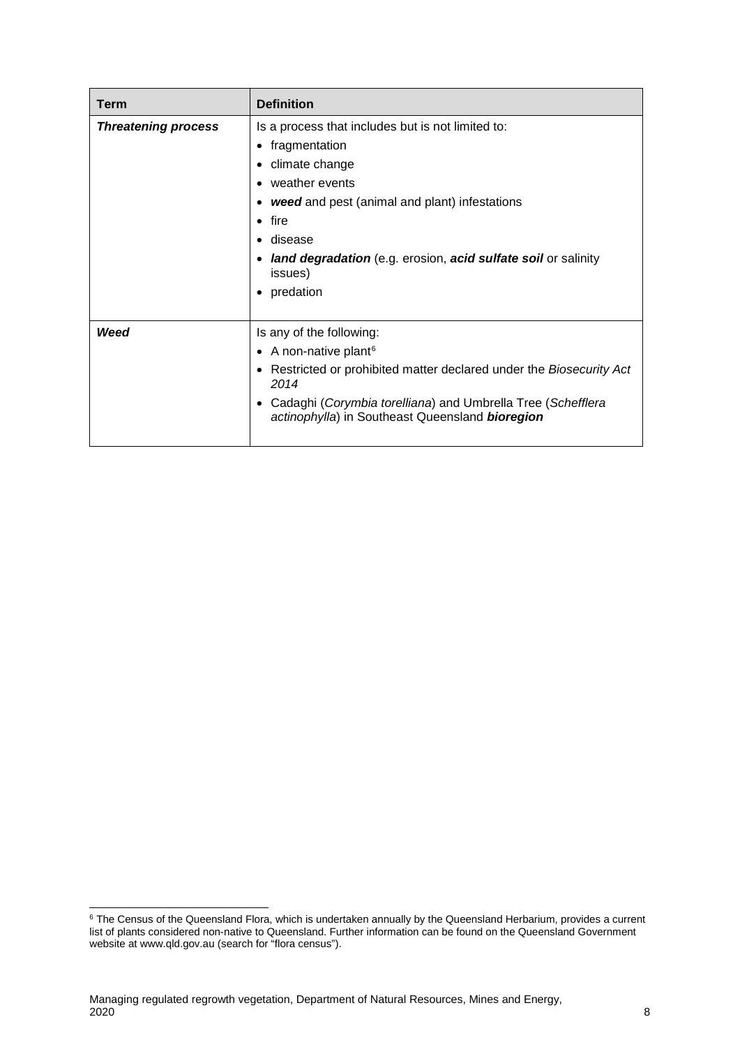| Term | Definition |
|---|---|
| ***Threatening process*** | Is a process that includes but is not limited to:<br>• fragmentation<br>• climate change<br>• weather events<br>• ***weed*** and pest (animal and plant) infestations<br>• fire<br>• disease<br>• ***land degradation*** (e.g. erosion, ***acid sulfate soil*** or salinity issues)<br>• predation |
| ***Weed*** | Is any of the following:<br>• A non-native plant[6]<br>• Restricted or prohibited matter declared under the *Biosecurity Act 2014*<br>• Cadaghi (*Corymbia torelliana*) and Umbrella Tree (*Schefflera actinophylla*) in Southeast Queensland ***bioregion*** |

[6] The Census of the Queensland Flora, which is undertaken annually by the Queensland Herbarium, provides a current list of plants considered non-native to Queensland. Further information can be found on the Queensland Government website at www.qld.gov.au (search for "flora census").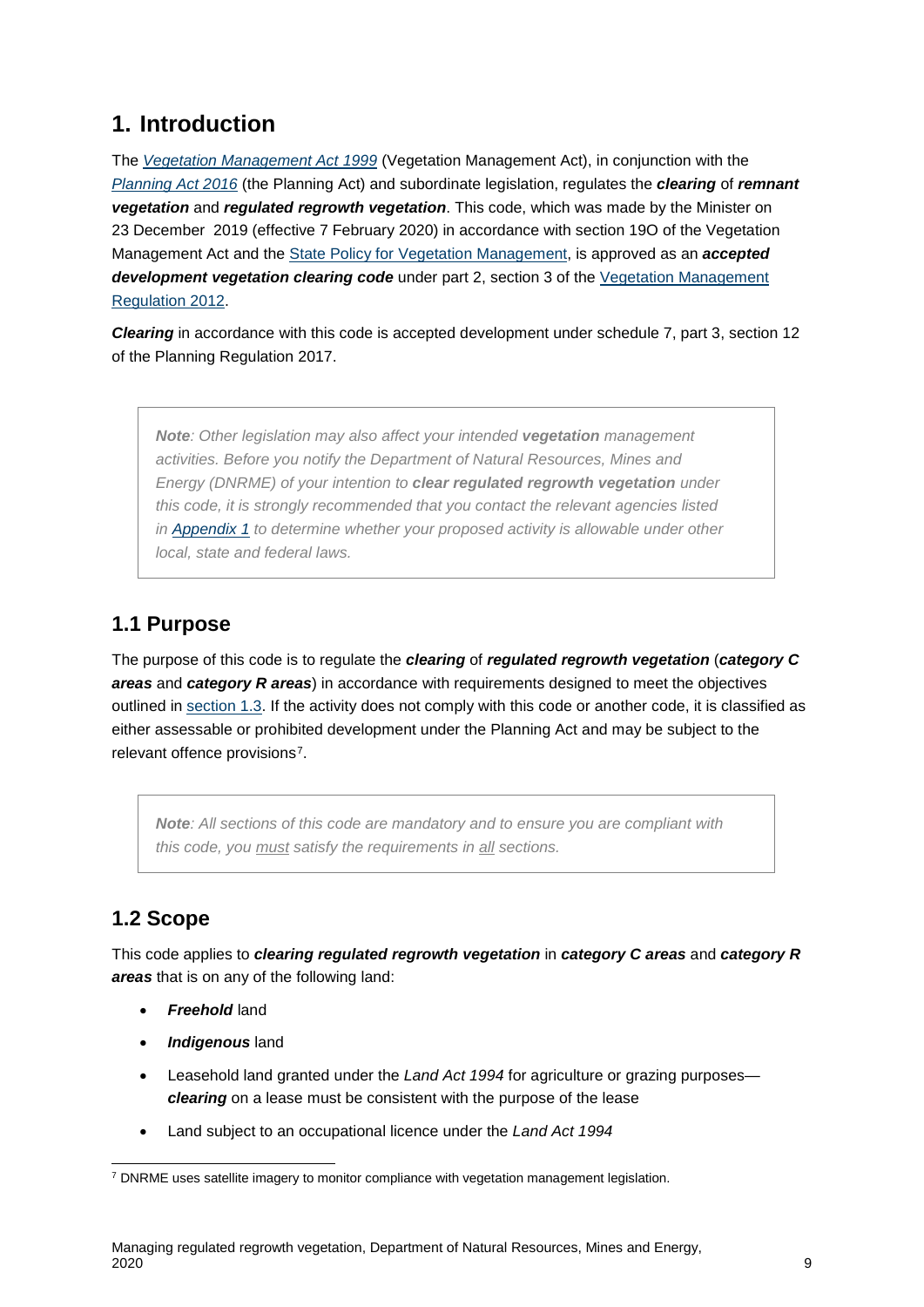# 1. Introduction

The *Vegetation Management Act 1999* (Vegetation Management Act), in conjunction with the *Planning Act 2016* (the Planning Act) and subordinate legislation, regulates the ***clearing*** of ***remnant vegetation*** and ***regulated regrowth vegetation***. This code, which was made by the Minister on 23 December 2019 (effective 7 February 2020) in accordance with section 19O of the Vegetation Management Act and the State Policy for Vegetation Management, is approved as an ***accepted development vegetation clearing code*** under part 2, section 3 of the Vegetation Management Regulation 2012.

***Clearing*** in accordance with this code is accepted development under schedule 7, part 3, section 12 of the Planning Regulation 2017.

> ***Note****: Other legislation may also affect your intended* ***vegetation*** *management activities. Before you notify the Department of Natural Resources, Mines and Energy (DNRME) of your intention to* ***clear regulated regrowth vegetation*** *under this code, it is strongly recommended that you contact the relevant agencies listed in* ***Appendix 1*** *to determine whether your proposed activity is allowable under other local, state and federal laws.*

## 1.1 Purpose

The purpose of this code is to regulate the ***clearing*** of ***regulated regrowth vegetation*** (***category C areas*** and ***category R areas***) in accordance with requirements designed to meet the objectives outlined in section 1.3. If the activity does not comply with this code or another code, it is classified as either assessable or prohibited development under the Planning Act and may be subject to the relevant offence provisions[7].

> ***Note****: All sections of this code are mandatory and to ensure you are compliant with this code, you must satisfy the requirements in all sections.*

## 1.2 Scope

This code applies to ***clearing regulated regrowth vegetation*** in ***category C areas*** and ***category R areas*** that is on any of the following land:

- ***Freehold*** land
- ***Indigenous*** land
- Leasehold land granted under the *Land Act 1994* for agriculture or grazing purposes—***clearing*** on a lease must be consistent with the purpose of the lease
- Land subject to an occupational licence under the *Land Act 1994*

[7] DNRME uses satellite imagery to monitor compliance with vegetation management legislation.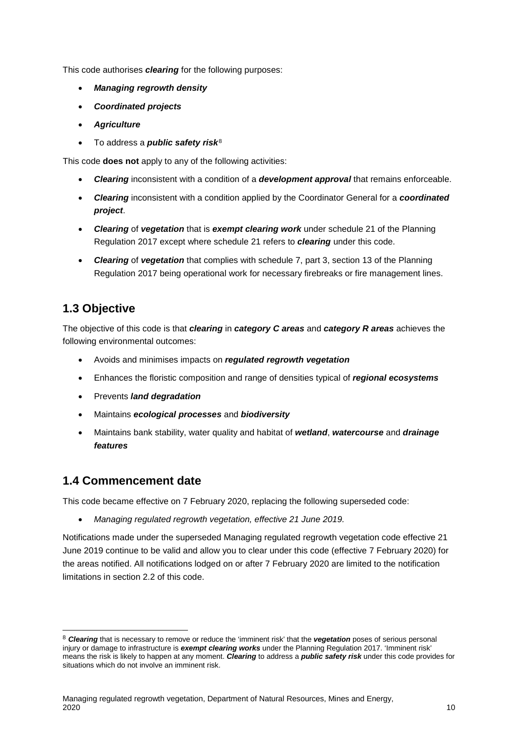This code authorises ***clearing*** for the following purposes:

- ***Managing regrowth density***
- ***Coordinated projects***
- ***Agriculture***
- To address a ***public safety risk***[8]

This code **does not** apply to any of the following activities:

- ***Clearing*** inconsistent with a condition of a ***development approval*** that remains enforceable.
- ***Clearing*** inconsistent with a condition applied by the Coordinator General for a ***coordinated project***.
- ***Clearing*** of ***vegetation*** that is ***exempt clearing work*** under schedule 21 of the Planning Regulation 2017 except where schedule 21 refers to ***clearing*** under this code.
- ***Clearing*** of ***vegetation*** that complies with schedule 7, part 3, section 13 of the Planning Regulation 2017 being operational work for necessary firebreaks or fire management lines.

## 1.3 Objective

The objective of this code is that ***clearing*** in ***category C areas*** and ***category R areas*** achieves the following environmental outcomes:

- Avoids and minimises impacts on ***regulated regrowth vegetation***
- Enhances the floristic composition and range of densities typical of ***regional ecosystems***
- Prevents ***land degradation***
- Maintains ***ecological processes*** and ***biodiversity***
- Maintains bank stability, water quality and habitat of ***wetland***, ***watercourse*** and ***drainage features***

## 1.4 Commencement date

This code became effective on 7 February 2020, replacing the following superseded code:

- *Managing regulated regrowth vegetation, effective 21 June 2019.*

Notifications made under the superseded Managing regulated regrowth vegetation code effective 21 June 2019 continue to be valid and allow you to clear under this code (effective 7 February 2020) for the areas notified. All notifications lodged on or after 7 February 2020 are limited to the notification limitations in section 2.2 of this code.

---

[8] ***Clearing*** that is necessary to remove or reduce the 'imminent risk' that the ***vegetation*** poses of serious personal injury or damage to infrastructure is ***exempt clearing works*** under the Planning Regulation 2017. 'Imminent risk' means the risk is likely to happen at any moment. ***Clearing*** to address a ***public safety risk*** under this code provides for situations which do not involve an imminent risk.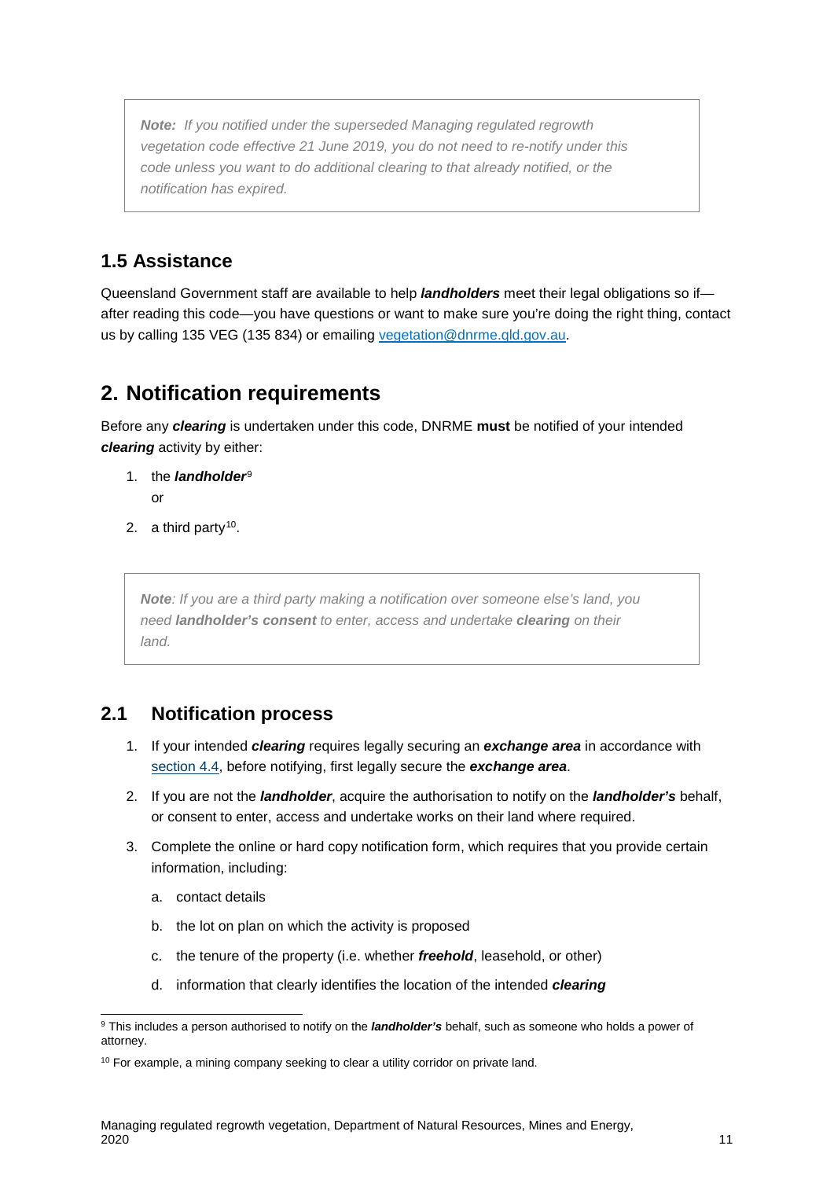> ***Note:*** *If you notified under the superseded Managing regulated regrowth vegetation code effective 21 June 2019, you do not need to re-notify under this code unless you want to do additional clearing to that already notified, or the notification has expired.*

## 1.5 Assistance

Queensland Government staff are available to help ***landholders*** meet their legal obligations so if—after reading this code—you have questions or want to make sure you're doing the right thing, contact us by calling 135 VEG (135 834) or emailing vegetation@dnrme.qld.gov.au.

# 2. Notification requirements

Before any ***clearing*** is undertaken under this code, DNRME **must** be notified of your intended ***clearing*** activity by either:

1. the ***landholder***[9]
   or
2. a third party[10].

> ***Note****: If you are a third party making a notification over someone else's land, you need* ***landholder's consent*** *to enter, access and undertake* ***clearing*** *on their land.*

## 2.1 Notification process

1. If your intended ***clearing*** requires legally securing an ***exchange area*** in accordance with section 4.4, before notifying, first legally secure the ***exchange area***.
2. If you are not the ***landholder***, acquire the authorisation to notify on the ***landholder's*** behalf, or consent to enter, access and undertake works on their land where required.
3. Complete the online or hard copy notification form, which requires that you provide certain information, including:
   a. contact details
   b. the lot on plan on which the activity is proposed
   c. the tenure of the property (i.e. whether ***freehold***, leasehold, or other)
   d. information that clearly identifies the location of the intended ***clearing***

---

[9] This includes a person authorised to notify on the ***landholder's*** behalf, such as someone who holds a power of attorney.

[10] For example, a mining company seeking to clear a utility corridor on private land.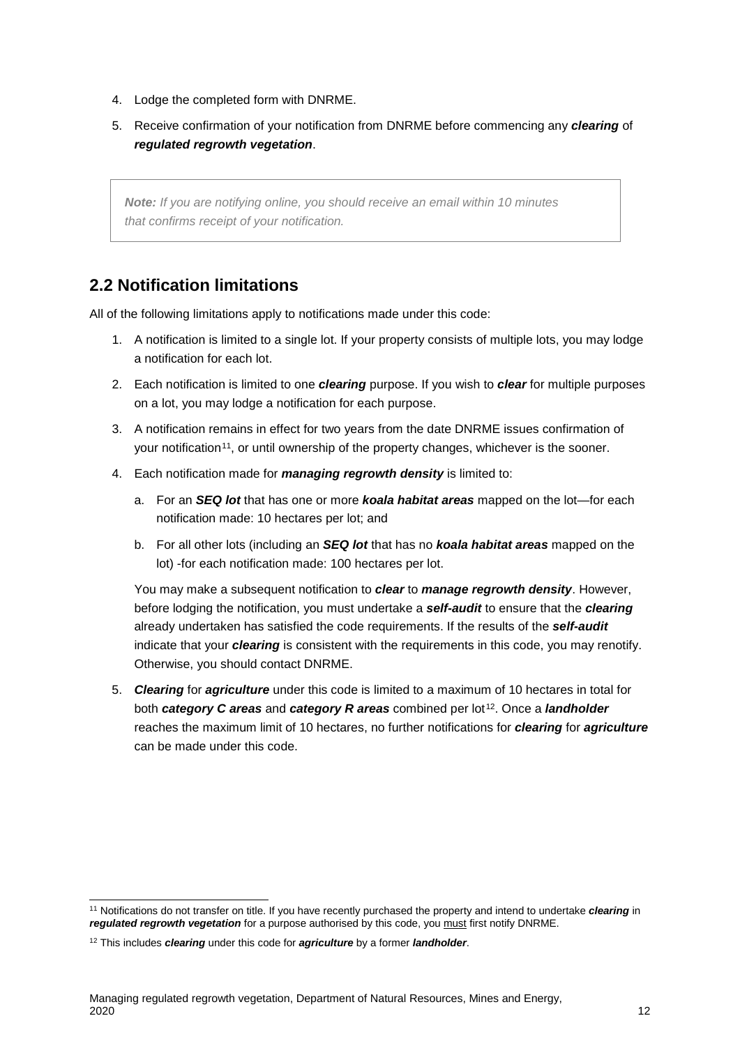4. Lodge the completed form with DNRME.
5. Receive confirmation of your notification from DNRME before commencing any ***clearing*** of ***regulated regrowth vegetation***.

> ***Note:*** *If you are notifying online, you should receive an email within 10 minutes that confirms receipt of your notification.*

## 2.2 Notification limitations

All of the following limitations apply to notifications made under this code:

1. A notification is limited to a single lot. If your property consists of multiple lots, you may lodge a notification for each lot.
2. Each notification is limited to one ***clearing*** purpose. If you wish to ***clear*** for multiple purposes on a lot, you may lodge a notification for each purpose.
3. A notification remains in effect for two years from the date DNRME issues confirmation of your notification[11], or until ownership of the property changes, whichever is the sooner.
4. Each notification made for ***managing regrowth density*** is limited to:
   a. For an ***SEQ lot*** that has one or more ***koala habitat areas*** mapped on the lot—for each notification made: 10 hectares per lot; and
   b. For all other lots (including an ***SEQ lot*** that has no ***koala habitat areas*** mapped on the lot) -for each notification made: 100 hectares per lot.

   You may make a subsequent notification to ***clear*** to ***manage regrowth density***. However, before lodging the notification, you must undertake a ***self-audit*** to ensure that the ***clearing*** already undertaken has satisfied the code requirements. If the results of the ***self-audit*** indicate that your ***clearing*** is consistent with the requirements in this code, you may renotify. Otherwise, you should contact DNRME.
5. ***Clearing*** for ***agriculture*** under this code is limited to a maximum of 10 hectares in total for both ***category C areas*** and ***category R areas*** combined per lot[12]. Once a ***landholder*** reaches the maximum limit of 10 hectares, no further notifications for ***clearing*** for ***agriculture*** can be made under this code.

---

[11] Notifications do not transfer on title. If you have recently purchased the property and intend to undertake ***clearing*** in ***regulated regrowth vegetation*** for a purpose authorised by this code, you <u>must</u> first notify DNRME.

[12] This includes ***clearing*** under this code for ***agriculture*** by a former ***landholder***.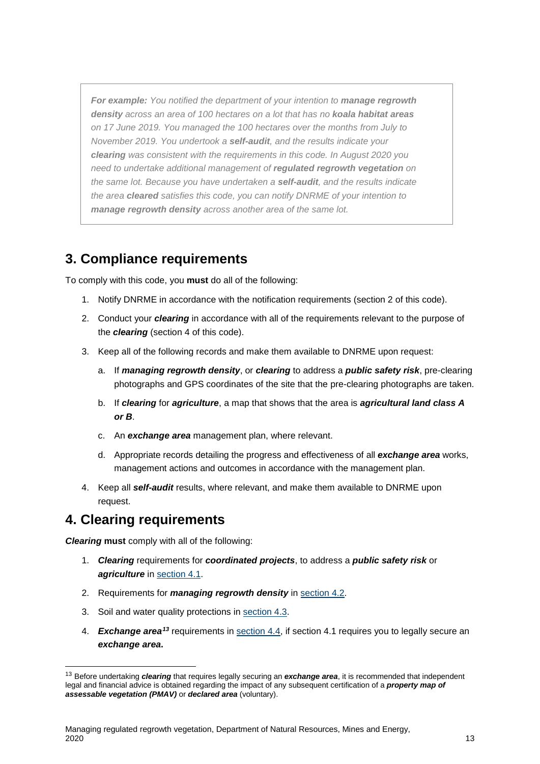> ***For example:*** *You notified the department of your intention to* ***manage regrowth density*** *across an area of 100 hectares on a lot that has no* ***koala habitat areas*** *on 17 June 2019. You managed the 100 hectares over the months from July to November 2019. You undertook a* ***self-audit****, and the results indicate your* ***clearing*** *was consistent with the requirements in this code. In August 2020 you need to undertake additional management of* ***regulated regrowth vegetation*** *on the same lot. Because you have undertaken a* ***self-audit****, and the results indicate the area* ***cleared*** *satisfies this code, you can notify DNRME of your intention to* ***manage regrowth density*** *across another area of the same lot.*

## 3. Compliance requirements

To comply with this code, you **must** do all of the following:

1. Notify DNRME in accordance with the notification requirements (section 2 of this code).
2. Conduct your ***clearing*** in accordance with all of the requirements relevant to the purpose of the ***clearing*** (section 4 of this code).
3. Keep all of the following records and make them available to DNRME upon request:
   a. If ***managing regrowth density***, or ***clearing*** to address a ***public safety risk***, pre-clearing photographs and GPS coordinates of the site that the pre-clearing photographs are taken.
   b. If ***clearing*** for ***agriculture***, a map that shows that the area is ***agricultural land class A or B***.
   c. An ***exchange area*** management plan, where relevant.
   d. Appropriate records detailing the progress and effectiveness of all ***exchange area*** works, management actions and outcomes in accordance with the management plan.
4. Keep all ***self-audit*** results, where relevant, and make them available to DNRME upon request.

## 4. Clearing requirements

***Clearing*** **must** comply with all of the following:

1. ***Clearing*** requirements for ***coordinated projects***, to address a ***public safety risk*** or ***agriculture*** in section 4.1.
2. Requirements for ***managing regrowth density*** in section 4.2.
3. Soil and water quality protections in section 4.3.
4. ***Exchange area***[13] requirements in section 4.4, if section 4.1 requires you to legally secure an ***exchange area*****.**

[13] Before undertaking ***clearing*** that requires legally securing an ***exchange area***, it is recommended that independent legal and financial advice is obtained regarding the impact of any subsequent certification of a ***property map of assessable vegetation (PMAV)*** or ***declared area*** (voluntary).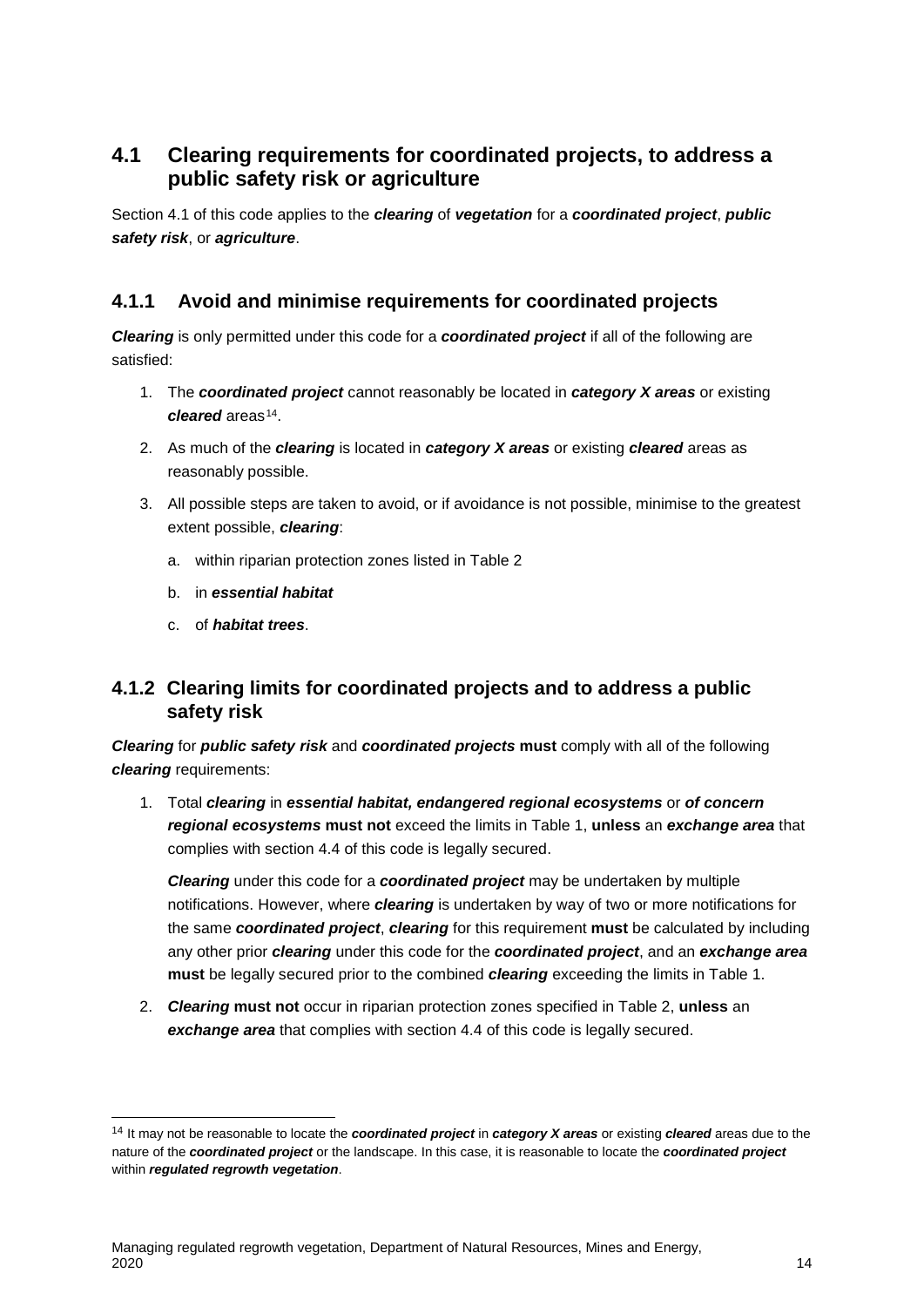## 4.1 Clearing requirements for coordinated projects, to address a public safety risk or agriculture

Section 4.1 of this code applies to the ***clearing*** of ***vegetation*** for a ***coordinated project***, ***public safety risk***, or ***agriculture***.

### 4.1.1 Avoid and minimise requirements for coordinated projects

***Clearing*** is only permitted under this code for a ***coordinated project*** if all of the following are satisfied:

1. The ***coordinated project*** cannot reasonably be located in ***category X areas*** or existing ***cleared*** areas[14].
2. As much of the ***clearing*** is located in ***category X areas*** or existing ***cleared*** areas as reasonably possible.
3. All possible steps are taken to avoid, or if avoidance is not possible, minimise to the greatest extent possible, ***clearing***:
   a. within riparian protection zones listed in Table 2
   b. in ***essential habitat***
   c. of ***habitat trees***.

### 4.1.2 Clearing limits for coordinated projects and to address a public safety risk

***Clearing*** for ***public safety risk*** and ***coordinated projects*** **must** comply with all of the following ***clearing*** requirements:

1. Total ***clearing*** in ***essential habitat, endangered regional ecosystems*** or ***of concern regional ecosystems*** **must not** exceed the limits in Table 1, **unless** an ***exchange area*** that complies with section 4.4 of this code is legally secured.

   ***Clearing*** under this code for a ***coordinated project*** may be undertaken by multiple notifications. However, where ***clearing*** is undertaken by way of two or more notifications for the same ***coordinated project***, ***clearing*** for this requirement **must** be calculated by including any other prior ***clearing*** under this code for the ***coordinated project***, and an ***exchange area*** **must** be legally secured prior to the combined ***clearing*** exceeding the limits in Table 1.

2. ***Clearing*** **must not** occur in riparian protection zones specified in Table 2, **unless** an ***exchange area*** that complies with section 4.4 of this code is legally secured.

[14] It may not be reasonable to locate the ***coordinated project*** in ***category X areas*** or existing ***cleared*** areas due to the nature of the ***coordinated project*** or the landscape. In this case, it is reasonable to locate the ***coordinated project*** within ***regulated regrowth vegetation***.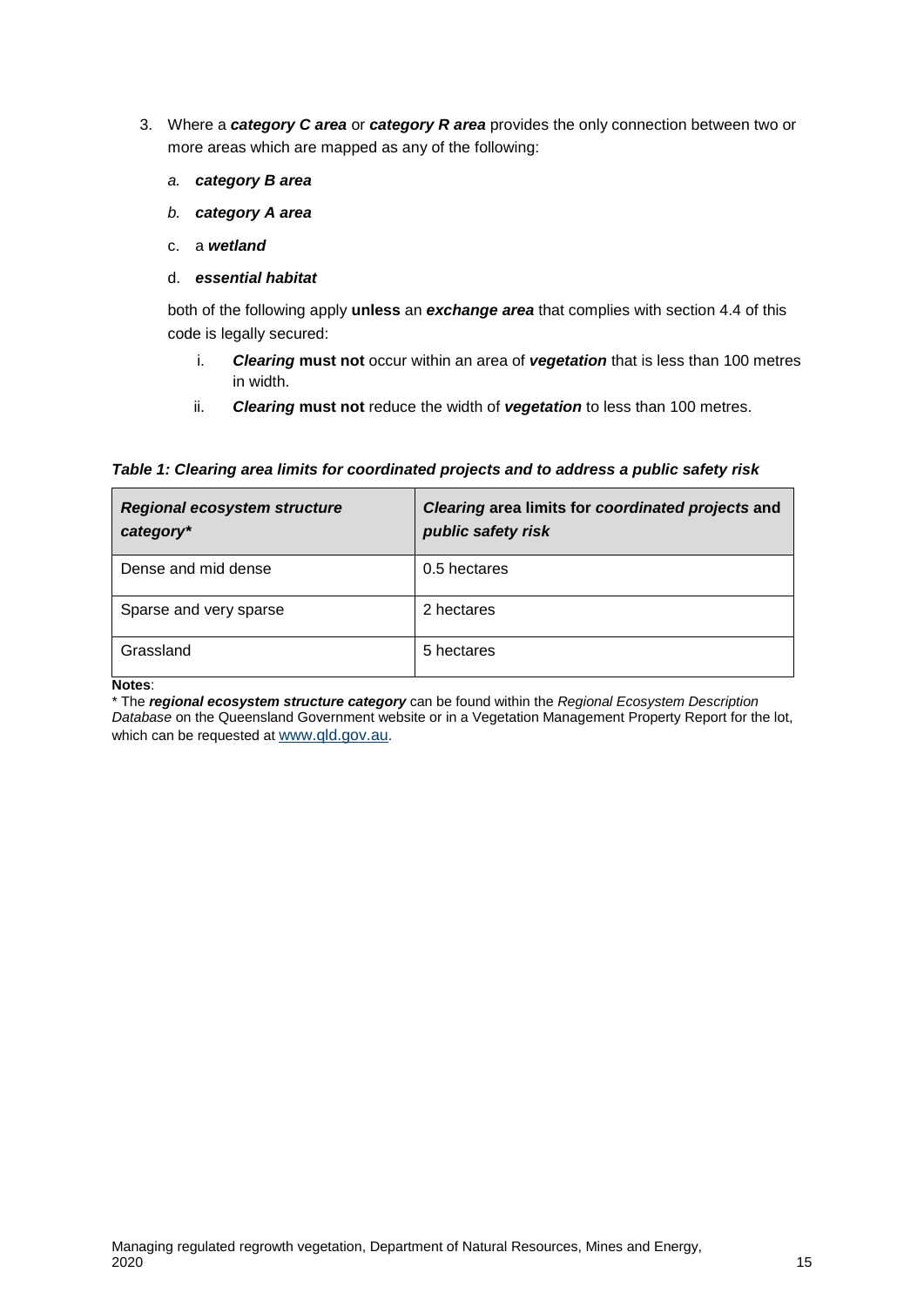3. Where a ***category C area*** or ***category R area*** provides the only connection between two or more areas which are mapped as any of the following:

   *a.* ***category B area***

   *b.* ***category A area***

   c. a ***wetland***

   d. ***essential habitat***

   both of the following apply **unless** an ***exchange area*** that complies with section 4.4 of this code is legally secured:

   i. ***Clearing*** **must not** occur within an area of ***vegetation*** that is less than 100 metres in width.

   ii. ***Clearing*** **must not** reduce the width of ***vegetation*** to less than 100 metres.

***Table 1: Clearing area limits for coordinated projects and to address a public safety risk***

| ***Regional ecosystem structure category**** | ***Clearing* area limits for *coordinated projects* and *public safety risk*** |
|---|---|
| Dense and mid dense | 0.5 hectares |
| Sparse and very sparse | 2 hectares |
| Grassland | 5 hectares |

**Notes**:
* The ***regional ecosystem structure category*** can be found within the *Regional Ecosystem Description Database* on the Queensland Government website or in a Vegetation Management Property Report for the lot, which can be requested at www.qld.gov.au.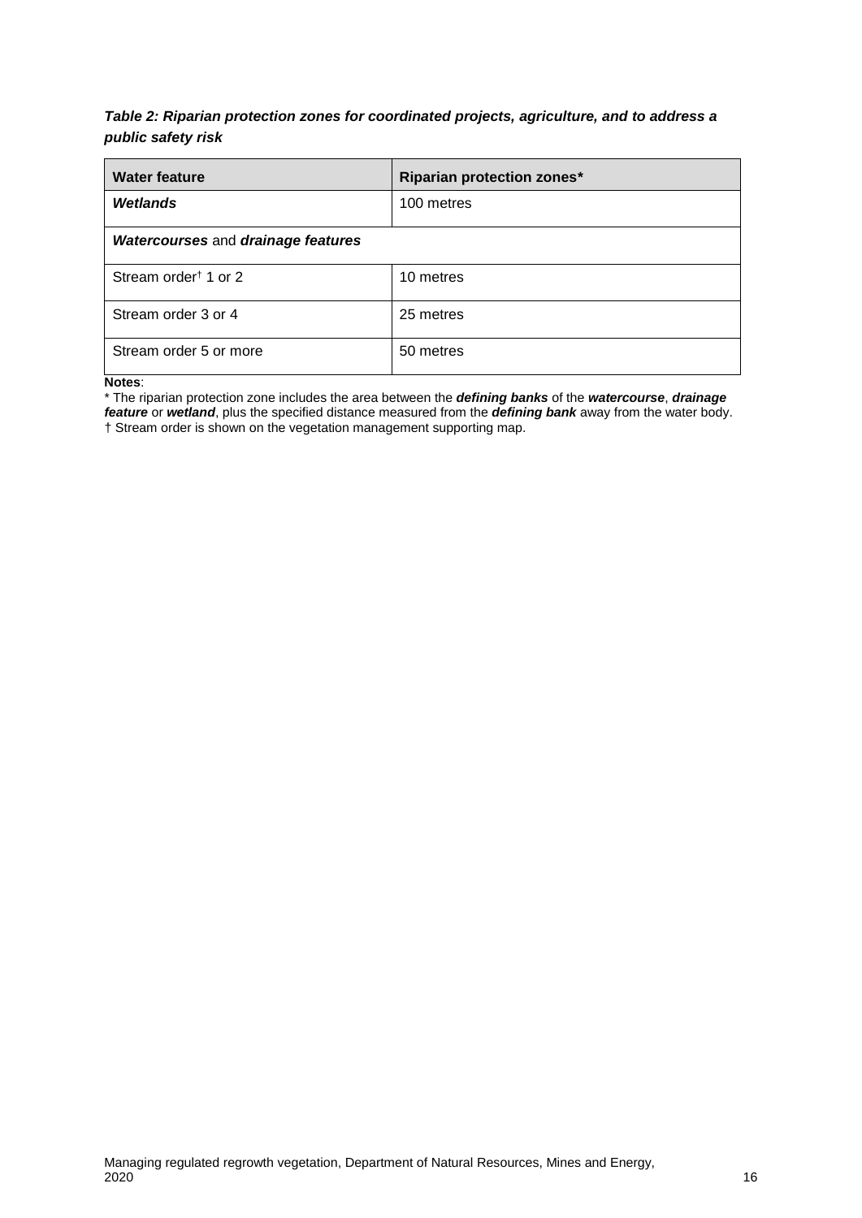***Table 2: Riparian protection zones for coordinated projects, agriculture, and to address a public safety risk***

| Water feature | Riparian protection zones* |
| --- | --- |
| ***Wetlands*** | 100 metres |
| ***Watercourses*** and ***drainage features*** | |
| Stream order† 1 or 2 | 10 metres |
| Stream order 3 or 4 | 25 metres |
| Stream order 5 or more | 50 metres |

**Notes**:

* The riparian protection zone includes the area between the ***defining banks*** of the ***watercourse***, ***drainage feature*** or ***wetland***, plus the specified distance measured from the ***defining bank*** away from the water body.

† Stream order is shown on the vegetation management supporting map.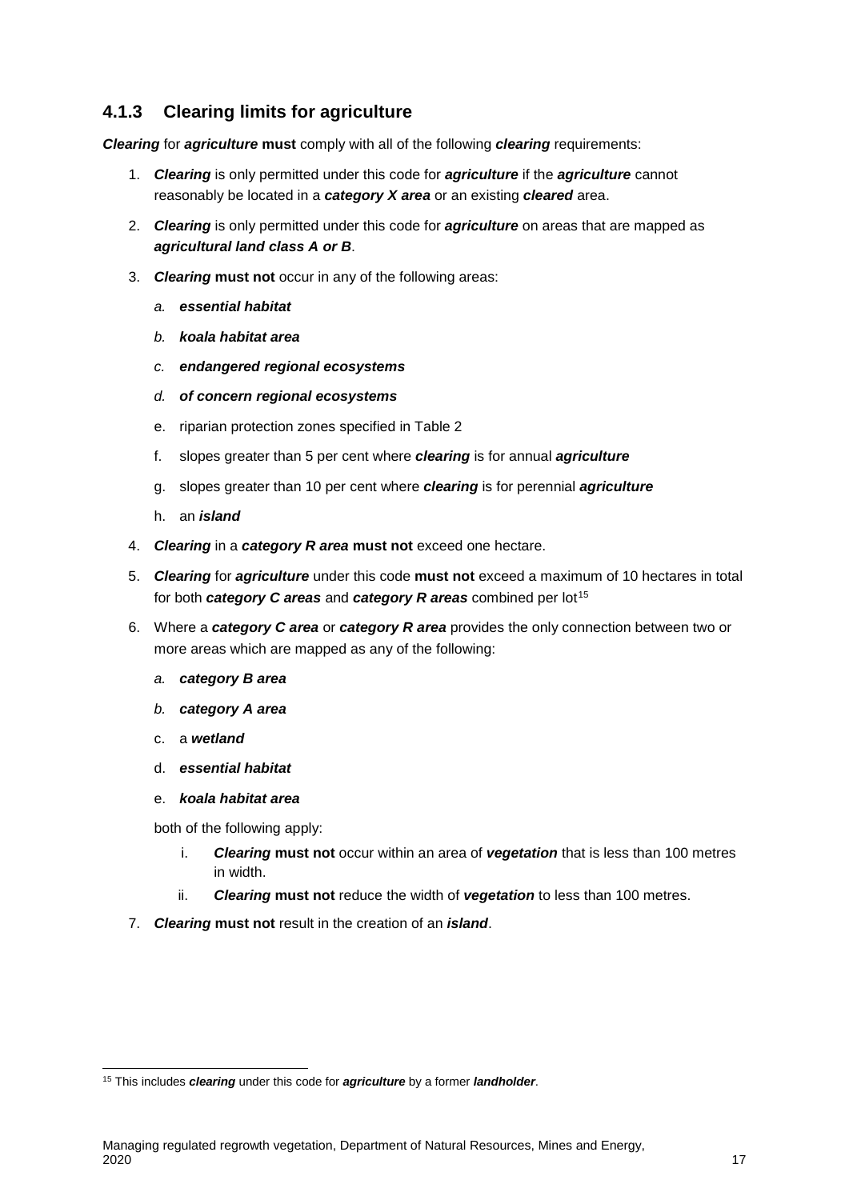### 4.1.3 Clearing limits for agriculture

***Clearing*** for ***agriculture*** **must** comply with all of the following ***clearing*** requirements:

1. ***Clearing*** is only permitted under this code for ***agriculture*** if the ***agriculture*** cannot reasonably be located in a ***category X area*** or an existing ***cleared*** area.
2. ***Clearing*** is only permitted under this code for ***agriculture*** on areas that are mapped as ***agricultural land class A or B***.
3. ***Clearing*** **must not** occur in any of the following areas:
   a. ***essential habitat***
   b. ***koala habitat area***
   c. ***endangered regional ecosystems***
   d. ***of concern regional ecosystems***
   e. riparian protection zones specified in Table 2
   f. slopes greater than 5 per cent where ***clearing*** is for annual ***agriculture***
   g. slopes greater than 10 per cent where ***clearing*** is for perennial ***agriculture***
   h. an ***island***
4. ***Clearing*** in a ***category R area*** **must not** exceed one hectare.
5. ***Clearing*** for ***agriculture*** under this code **must not** exceed a maximum of 10 hectares in total for both ***category C areas*** and ***category R areas*** combined per lot[15]
6. Where a ***category C area*** or ***category R area*** provides the only connection between two or more areas which are mapped as any of the following:
   a. ***category B area***
   b. ***category A area***
   c. a ***wetland***
   d. ***essential habitat***
   e. ***koala habitat area***

   both of the following apply:

   i. ***Clearing*** **must not** occur within an area of ***vegetation*** that is less than 100 metres in width.
   ii. ***Clearing*** **must not** reduce the width of ***vegetation*** to less than 100 metres.
7. ***Clearing*** **must not** result in the creation of an ***island***.

[15] This includes ***clearing*** under this code for ***agriculture*** by a former ***landholder***.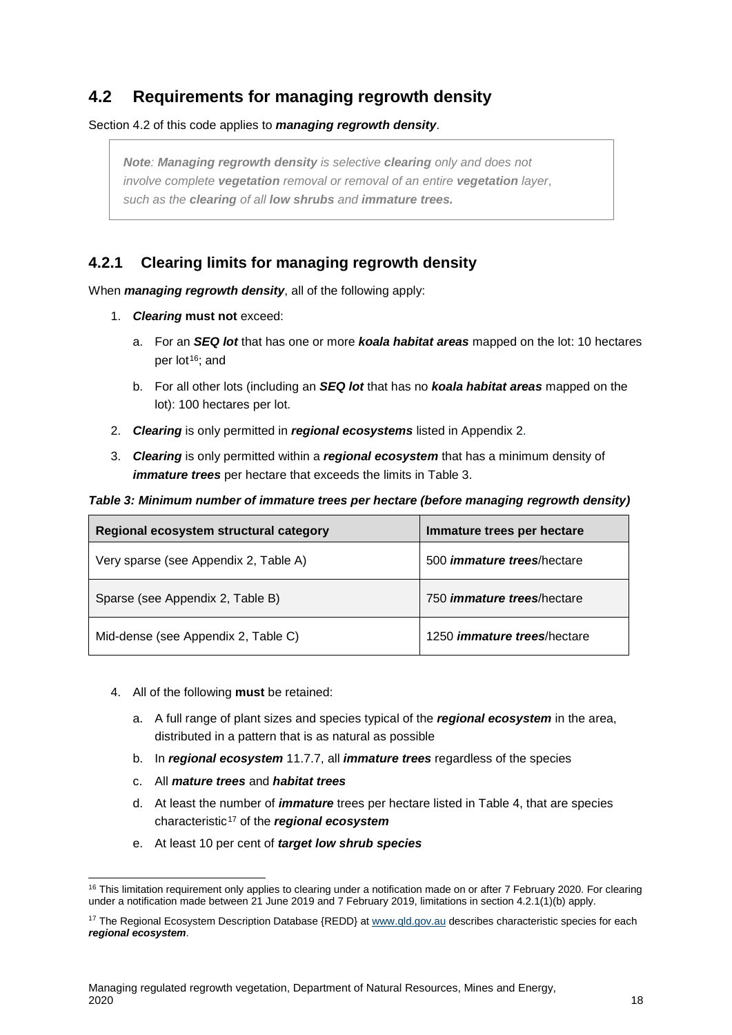## 4.2 Requirements for managing regrowth density

Section 4.2 of this code applies to ***managing regrowth density***.

> ***Note**: **Managing regrowth density** is selective **clearing** only and does not involve complete **vegetation** removal or removal of an entire **vegetation** layer, such as the **clearing** of all **low shrubs** and **immature trees.***

### 4.2.1 Clearing limits for managing regrowth density

When ***managing regrowth density***, all of the following apply:

1. ***Clearing*** **must not** exceed:
   a. For an ***SEQ lot*** that has one or more ***koala habitat areas*** mapped on the lot: 10 hectares per lot[16]; and
   b. For all other lots (including an ***SEQ lot*** that has no ***koala habitat areas*** mapped on the lot): 100 hectares per lot.
2. ***Clearing*** is only permitted in ***regional ecosystems*** listed in Appendix 2.
3. ***Clearing*** is only permitted within a ***regional ecosystem*** that has a minimum density of ***immature trees*** per hectare that exceeds the limits in Table 3.

***Table 3: Minimum number of immature trees per hectare (before managing regrowth density)***

| Regional ecosystem structural category | Immature trees per hectare |
|---|---|
| Very sparse (see Appendix 2, Table A) | 500 ***immature trees***/hectare |
| Sparse (see Appendix 2, Table B) | 750 ***immature trees***/hectare |
| Mid-dense (see Appendix 2, Table C) | 1250 ***immature trees***/hectare |

4. All of the following **must** be retained:
   a. A full range of plant sizes and species typical of the ***regional ecosystem*** in the area, distributed in a pattern that is as natural as possible
   b. In ***regional ecosystem*** 11.7.7, all ***immature trees*** regardless of the species
   c. All ***mature trees*** and ***habitat trees***
   d. At least the number of ***immature*** trees per hectare listed in Table 4, that are species characteristic[17] of the ***regional ecosystem***
   e. At least 10 per cent of ***target low shrub species***

---

[16] This limitation requirement only applies to clearing under a notification made on or after 7 February 2020. For clearing under a notification made between 21 June 2019 and 7 February 2019, limitations in section 4.2.1(1)(b) apply.

[17] The Regional Ecosystem Description Database {REDD} at www.qld.gov.au describes characteristic species for each ***regional ecosystem***.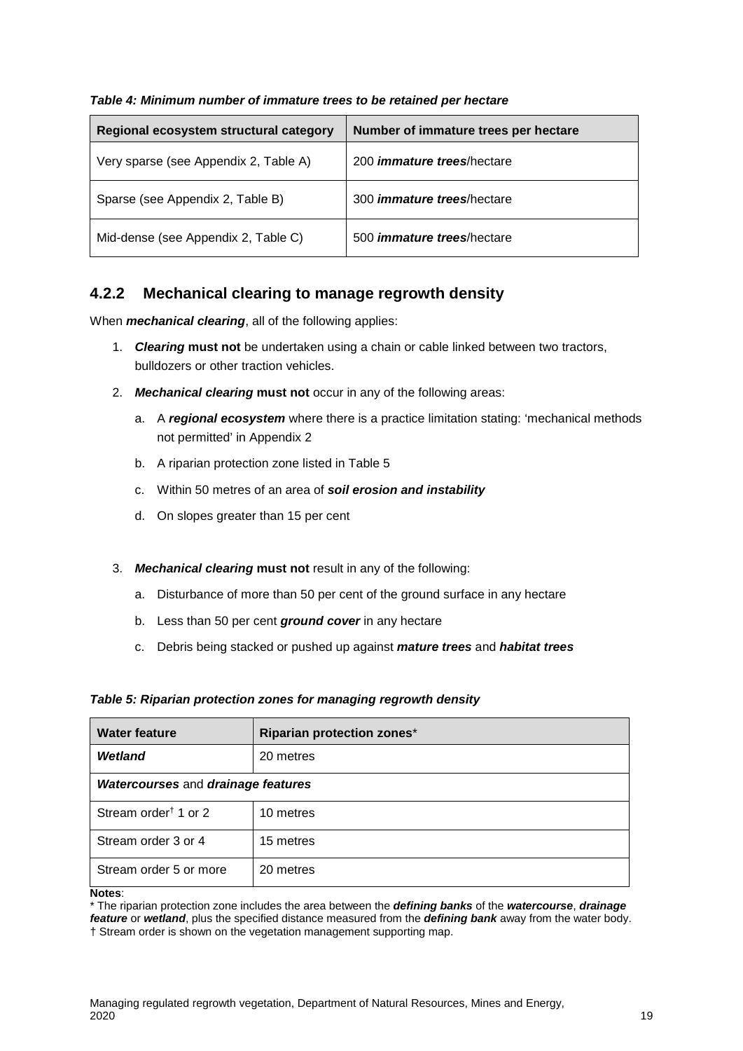*Table 4: Minimum number of immature trees to be retained per hectare*

| Regional ecosystem structural category | Number of immature trees per hectare |
| --- | --- |
| Very sparse (see Appendix 2, Table A) | 200 ***immature trees***/hectare |
| Sparse (see Appendix 2, Table B) | 300 ***immature trees***/hectare |
| Mid-dense (see Appendix 2, Table C) | 500 ***immature trees***/hectare |

### 4.2.2 Mechanical clearing to manage regrowth density

When ***mechanical clearing***, all of the following applies:

1. ***Clearing*** **must not** be undertaken using a chain or cable linked between two tractors, bulldozers or other traction vehicles.
2. ***Mechanical clearing*** **must not** occur in any of the following areas:
   a. A ***regional ecosystem*** where there is a practice limitation stating: 'mechanical methods not permitted' in Appendix 2
   b. A riparian protection zone listed in Table 5
   c. Within 50 metres of an area of ***soil erosion and instability***
   d. On slopes greater than 15 per cent
3. ***Mechanical clearing*** **must not** result in any of the following:
   a. Disturbance of more than 50 per cent of the ground surface in any hectare
   b. Less than 50 per cent ***ground cover*** in any hectare
   c. Debris being stacked or pushed up against ***mature trees*** and ***habitat trees***

*Table 5: Riparian protection zones for managing regrowth density*

| Water feature | Riparian protection zones* |
| --- | --- |
| ***Wetland*** | 20 metres |
| ***Watercourses*** **and** ***drainage features*** | |
| Stream order[†] 1 or 2 | 10 metres |
| Stream order 3 or 4 | 15 metres |
| Stream order 5 or more | 20 metres |

**Notes**:
* The riparian protection zone includes the area between the ***defining banks*** of the ***watercourse***, ***drainage feature*** or ***wetland***, plus the specified distance measured from the ***defining bank*** away from the water body.
† Stream order is shown on the vegetation management supporting map.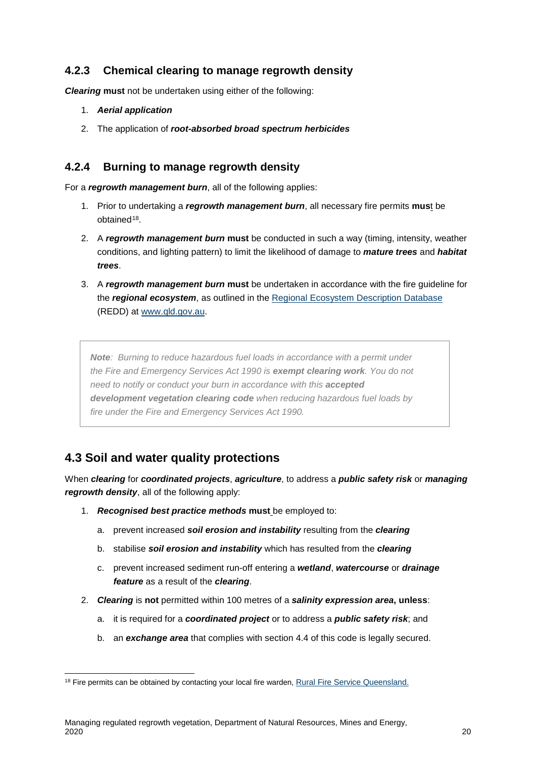### 4.2.3 Chemical clearing to manage regrowth density

***Clearing*** **must** not be undertaken using either of the following:

1. ***Aerial application***
2. The application of ***root-absorbed broad spectrum herbicides***

### 4.2.4 Burning to manage regrowth density

For a ***regrowth management burn***, all of the following applies:

1. Prior to undertaking a ***regrowth management burn***, all necessary fire permits **must** be obtained[18].
2. A ***regrowth management burn*** **must** be conducted in such a way (timing, intensity, weather conditions, and lighting pattern) to limit the likelihood of damage to ***mature trees*** and ***habitat trees***.
3. A ***regrowth management burn*** **must** be undertaken in accordance with the fire guideline for the ***regional ecosystem***, as outlined in the Regional Ecosystem Description Database (REDD) at www.qld.gov.au.

> ***Note**: Burning to reduce hazardous fuel loads in accordance with a permit under the Fire and Emergency Services Act 1990 is **exempt clearing work**. You do not need to notify or conduct your burn in accordance with this **accepted development vegetation clearing code** when reducing hazardous fuel loads by fire under the Fire and Emergency Services Act 1990.*

## 4.3 Soil and water quality protections

When ***clearing*** for ***coordinated projects***, ***agriculture***, to address a ***public safety risk*** or ***managing regrowth density***, all of the following apply:

1. ***Recognised best practice methods*** **must** be employed to:
   a. prevent increased ***soil erosion and instability*** resulting from the ***clearing***
   b. stabilise ***soil erosion and instability*** which has resulted from the ***clearing***
   c. prevent increased sediment run-off entering a ***wetland***, ***watercourse*** or ***drainage feature*** as a result of the ***clearing***.
2. ***Clearing*** is **not** permitted within 100 metres of a ***salinity expression area*****, unless**:
   a. it is required for a ***coordinated project*** or to address a ***public safety risk***; and
   b. an ***exchange area*** that complies with section 4.4 of this code is legally secured.

---

[18] Fire permits can be obtained by contacting your local fire warden, Rural Fire Service Queensland.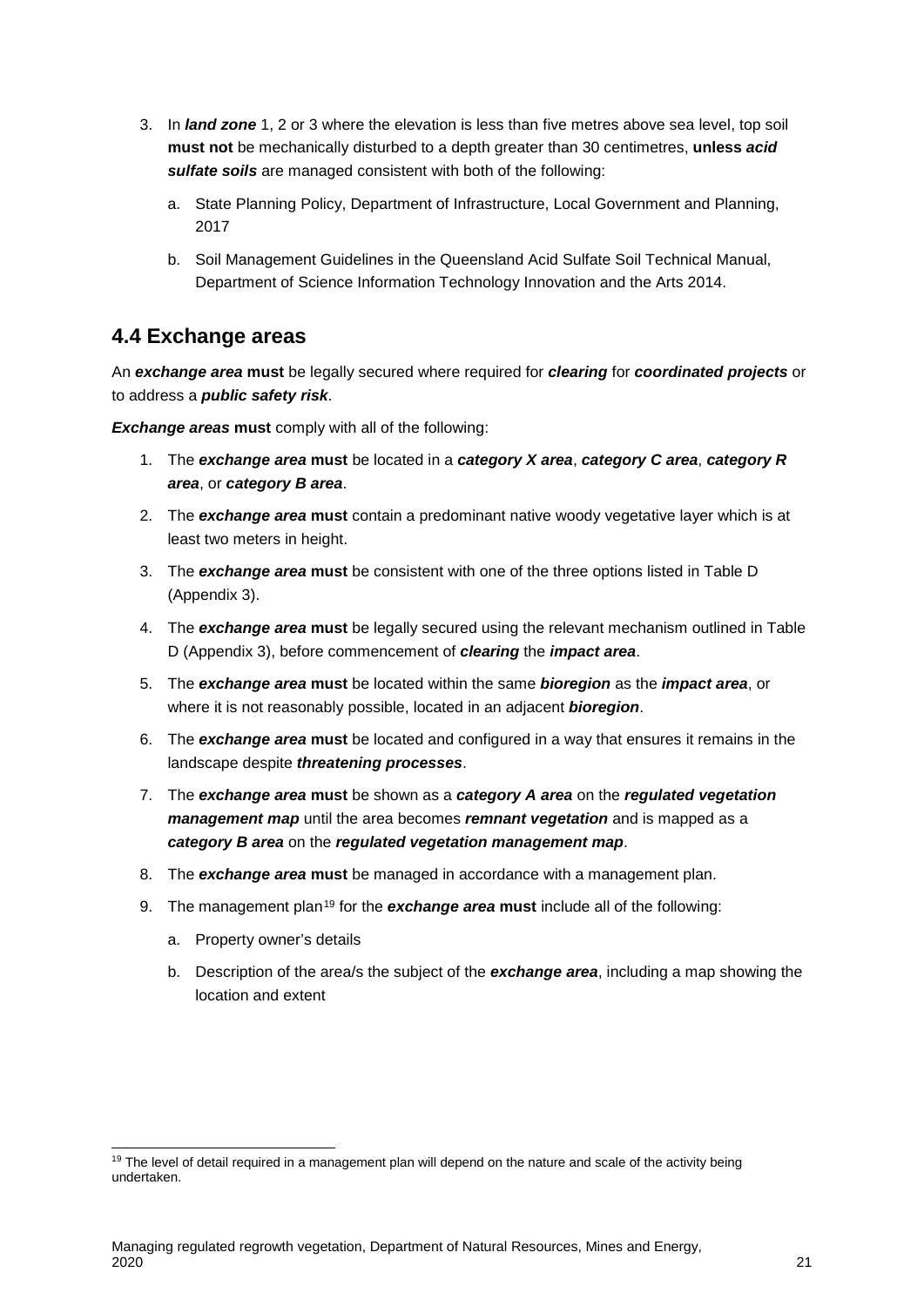3. In ***land zone*** 1, 2 or 3 where the elevation is less than five metres above sea level, top soil **must not** be mechanically disturbed to a depth greater than 30 centimetres, **unless** ***acid sulfate soils*** are managed consistent with both of the following:

   a. State Planning Policy, Department of Infrastructure, Local Government and Planning, 2017

   b. Soil Management Guidelines in the Queensland Acid Sulfate Soil Technical Manual, Department of Science Information Technology Innovation and the Arts 2014.

## 4.4 Exchange areas

An ***exchange area*** **must** be legally secured where required for ***clearing*** for ***coordinated projects*** or to address a ***public safety risk***.

***Exchange areas*** **must** comply with all of the following:

1. The ***exchange area*** **must** be located in a ***category X area***, ***category C area***, ***category R area***, or ***category B area***.
2. The ***exchange area*** **must** contain a predominant native woody vegetative layer which is at least two meters in height.
3. The ***exchange area*** **must** be consistent with one of the three options listed in Table D (Appendix 3).
4. The ***exchange area*** **must** be legally secured using the relevant mechanism outlined in Table D (Appendix 3), before commencement of ***clearing*** the ***impact area***.
5. The ***exchange area*** **must** be located within the same ***bioregion*** as the ***impact area***, or where it is not reasonably possible, located in an adjacent ***bioregion***.
6. The ***exchange area*** **must** be located and configured in a way that ensures it remains in the landscape despite ***threatening processes***.
7. The ***exchange area*** **must** be shown as a ***category A area*** on the ***regulated vegetation management map*** until the area becomes ***remnant vegetation*** and is mapped as a ***category B area*** on the ***regulated vegetation management map***.
8. The ***exchange area*** **must** be managed in accordance with a management plan.
9. The management plan[19] for the ***exchange area*** **must** include all of the following:

   a. Property owner's details

   b. Description of the area/s the subject of the ***exchange area***, including a map showing the location and extent

[19] The level of detail required in a management plan will depend on the nature and scale of the activity being undertaken.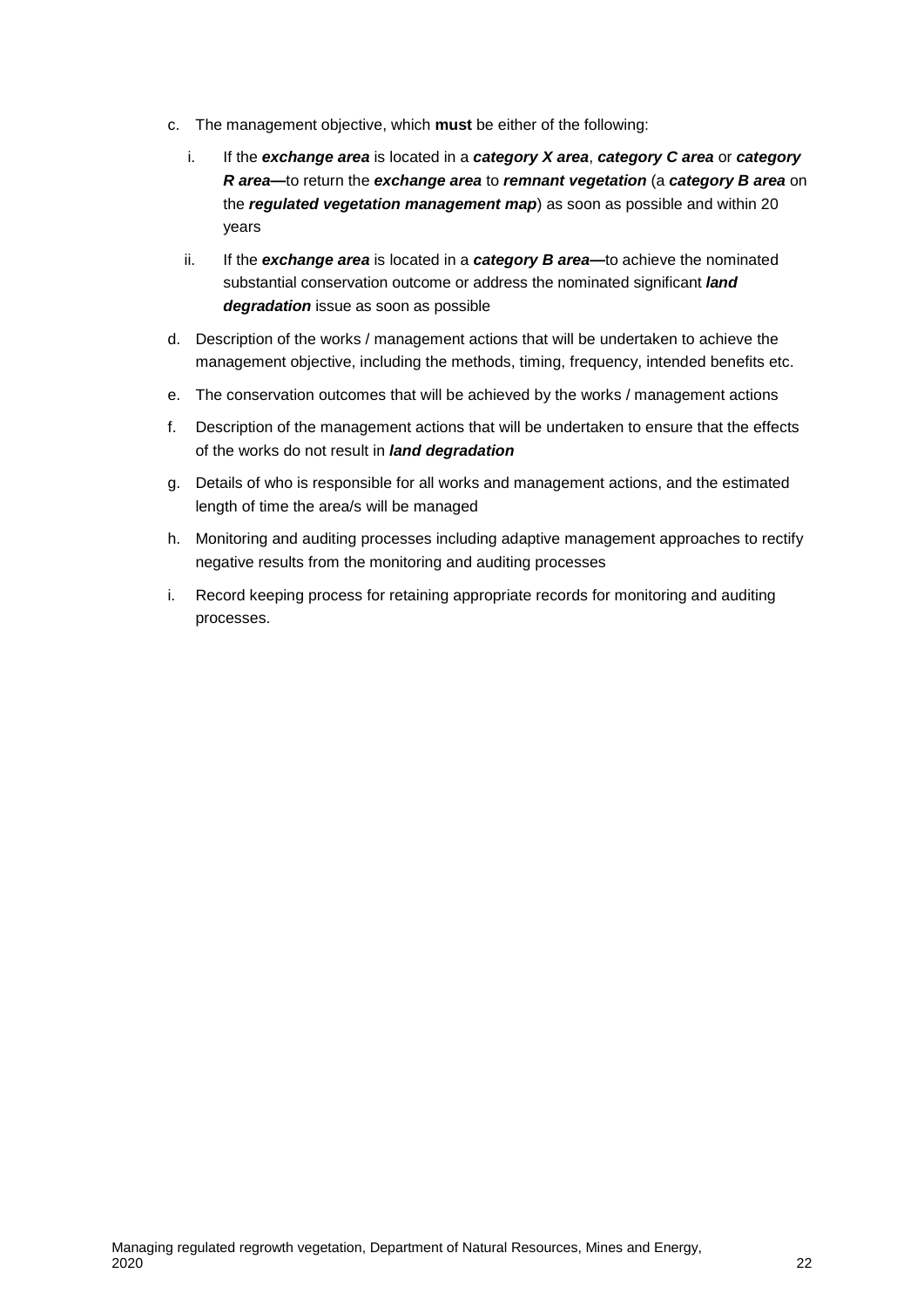c. The management objective, which **must** be either of the following:

   i. If the ***exchange area*** is located in a ***category X area***, ***category C area*** or ***category R area***—to return the ***exchange area*** to ***remnant vegetation*** (a ***category B area*** on the ***regulated vegetation management map***) as soon as possible and within 20 years

   ii. If the ***exchange area*** is located in a ***category B area***—to achieve the nominated substantial conservation outcome or address the nominated significant ***land degradation*** issue as soon as possible

d. Description of the works / management actions that will be undertaken to achieve the management objective, including the methods, timing, frequency, intended benefits etc.

e. The conservation outcomes that will be achieved by the works / management actions

f. Description of the management actions that will be undertaken to ensure that the effects of the works do not result in ***land degradation***

g. Details of who is responsible for all works and management actions, and the estimated length of time the area/s will be managed

h. Monitoring and auditing processes including adaptive management approaches to rectify negative results from the monitoring and auditing processes

i. Record keeping process for retaining appropriate records for monitoring and auditing processes.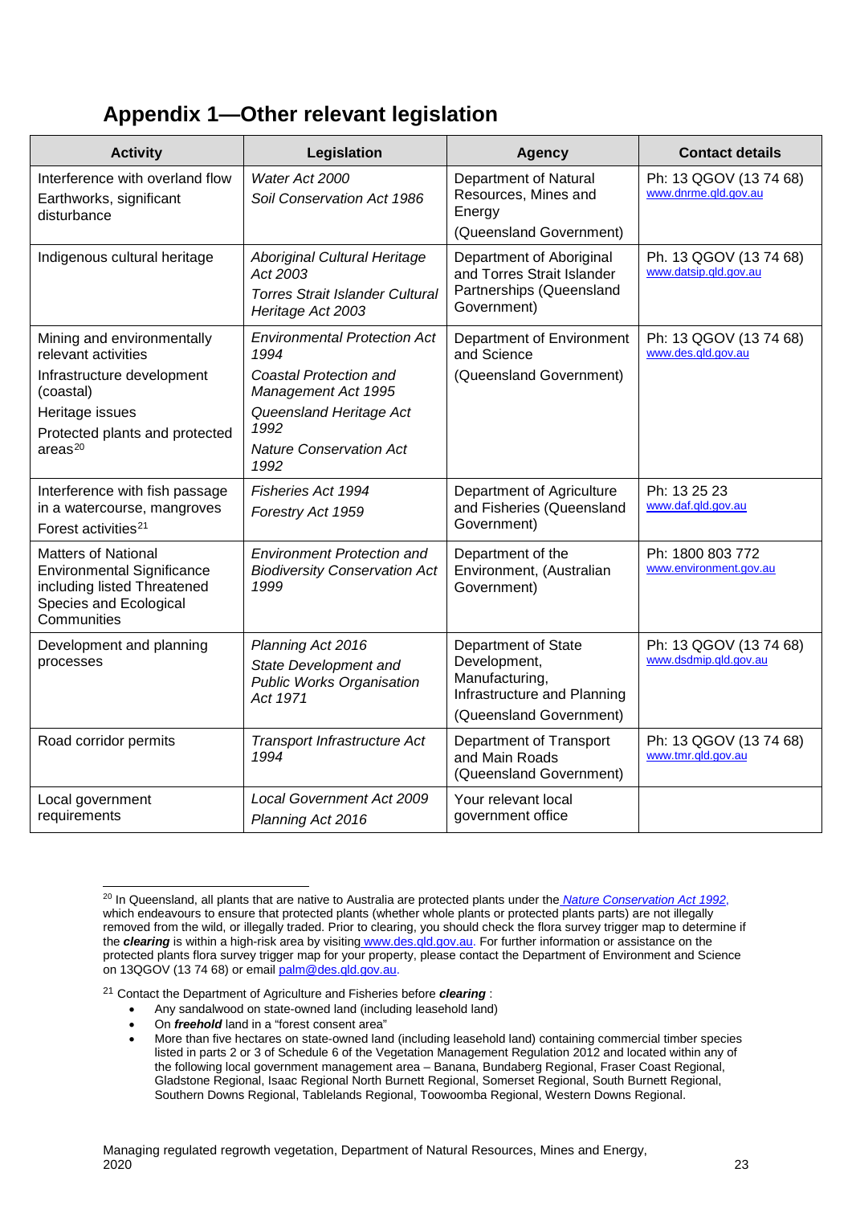## Appendix 1—Other relevant legislation

| Activity | Legislation | Agency | Contact details |
|---|---|---|---|
| Interference with overland flow<br>Earthworks, significant disturbance | *Water Act 2000*<br>*Soil Conservation Act 1986* | Department of Natural Resources, Mines and Energy<br>(Queensland Government) | Ph: 13 QGOV (13 74 68)<br>www.dnrme.qld.gov.au |
| Indigenous cultural heritage | *Aboriginal Cultural Heritage Act 2003*<br>*Torres Strait Islander Cultural Heritage Act 2003* | Department of Aboriginal and Torres Strait Islander Partnerships (Queensland Government) | Ph. 13 QGOV (13 74 68)<br>www.datsip.qld.gov.au |
| Mining and environmentally relevant activities<br>Infrastructure development (coastal)<br>Heritage issues<br>Protected plants and protected areas[20] | *Environmental Protection Act 1994*<br>*Coastal Protection and Management Act 1995*<br>*Queensland Heritage Act 1992*<br>*Nature Conservation Act 1992* | Department of Environment and Science<br>(Queensland Government) | Ph: 13 QGOV (13 74 68)<br>www.des.qld.gov.au |
| Interference with fish passage in a watercourse, mangroves<br>Forest activities[21] | *Fisheries Act 1994*<br>*Forestry Act 1959* | Department of Agriculture and Fisheries (Queensland Government) | Ph: 13 25 23<br>www.daf.qld.gov.au |
| Matters of National Environmental Significance including listed Threatened Species and Ecological Communities | *Environment Protection and Biodiversity Conservation Act 1999* | Department of the Environment, (Australian Government) | Ph: 1800 803 772<br>www.environment.gov.au |
| Development and planning processes | *Planning Act 2016*<br>*State Development and Public Works Organisation Act 1971* | Department of State Development, Manufacturing, Infrastructure and Planning<br>(Queensland Government) | Ph: 13 QGOV (13 74 68)<br>www.dsdmip.qld.gov.au |
| Road corridor permits | *Transport Infrastructure Act 1994* | Department of Transport and Main Roads (Queensland Government) | Ph: 13 QGOV (13 74 68)<br>www.tmr.qld.gov.au |
| Local government requirements | *Local Government Act 2009*<br>*Planning Act 2016* | Your relevant local government office | |

[20] In Queensland, all plants that are native to Australia are protected plants under the *Nature Conservation Act 1992*, which endeavours to ensure that protected plants (whether whole plants or protected plants parts) are not illegally removed from the wild, or illegally traded. Prior to clearing, you should check the flora survey trigger map to determine if the ***clearing*** is within a high-risk area by visiting www.des.qld.gov.au. For further information or assistance on the protected plants flora survey trigger map for your property, please contact the Department of Environment and Science on 13QGOV (13 74 68) or email palm@des.qld.gov.au.

[21] Contact the Department of Agriculture and Fisheries before ***clearing*** :

- Any sandalwood on state-owned land (including leasehold land)
- On ***freehold*** land in a "forest consent area"
- More than five hectares on state-owned land (including leasehold land) containing commercial timber species listed in parts 2 or 3 of Schedule 6 of the Vegetation Management Regulation 2012 and located within any of the following local government management area – Banana, Bundaberg Regional, Fraser Coast Regional, Gladstone Regional, Isaac Regional North Burnett Regional, Somerset Regional, South Burnett Regional, Southern Downs Regional, Tablelands Regional, Toowoomba Regional, Western Downs Regional.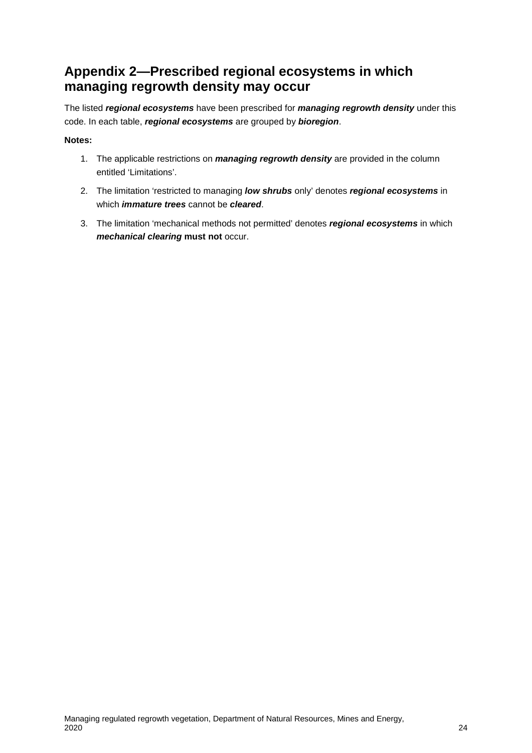## Appendix 2—Prescribed regional ecosystems in which managing regrowth density may occur

The listed ***regional ecosystems*** have been prescribed for ***managing regrowth density*** under this code. In each table, ***regional ecosystems*** are grouped by ***bioregion***.

**Notes:**

1. The applicable restrictions on ***managing regrowth density*** are provided in the column entitled 'Limitations'.
2. The limitation 'restricted to managing ***low shrubs*** only' denotes ***regional ecosystems*** in which ***immature trees*** cannot be ***cleared***.
3. The limitation 'mechanical methods not permitted' denotes ***regional ecosystems*** in which ***mechanical clearing*** **must not** occur.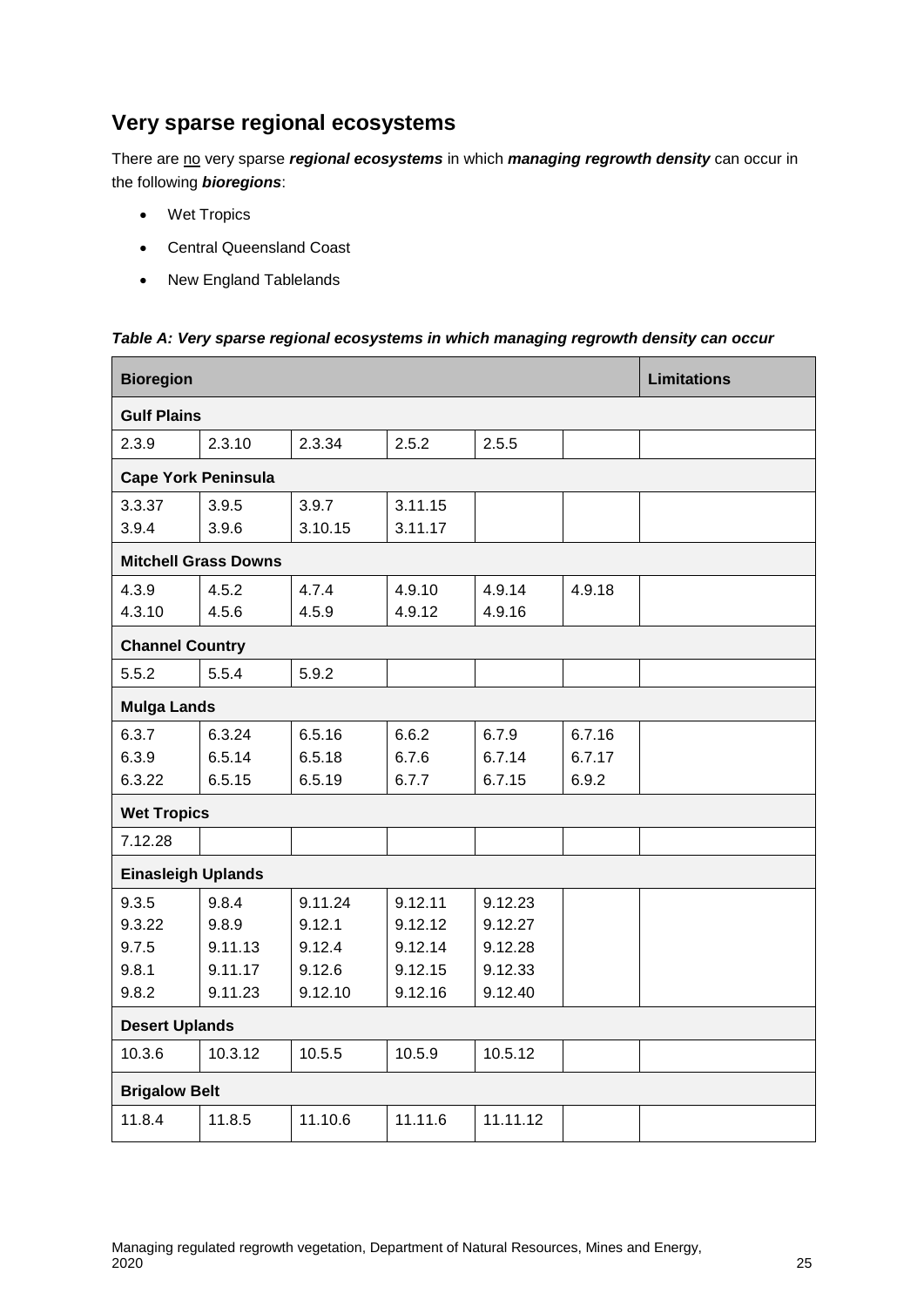## Very sparse regional ecosystems

There are no very sparse ***regional ecosystems*** in which ***managing regrowth density*** can occur in the following ***bioregions***:

- Wet Tropics
- Central Queensland Coast
- New England Tablelands

***Table A: Very sparse regional ecosystems in which managing regrowth density can occur***

| Bioregion | | | | | | Limitations |
|---|---|---|---|---|---|---|
| **Gulf Plains** | | | | | | |
| 2.3.9 | 2.3.10 | 2.3.34 | 2.5.2 | 2.5.5 | | |
| **Cape York Peninsula** | | | | | | |
| 3.3.37<br>3.9.4 | 3.9.5<br>3.9.6 | 3.9.7<br>3.10.15 | 3.11.15<br>3.11.17 | | | |
| **Mitchell Grass Downs** | | | | | | |
| 4.3.9<br>4.3.10 | 4.5.2<br>4.5.6 | 4.7.4<br>4.5.9 | 4.9.10<br>4.9.12 | 4.9.14<br>4.9.16 | 4.9.18 | |
| **Channel Country** | | | | | | |
| 5.5.2 | 5.5.4 | 5.9.2 | | | | |
| **Mulga Lands** | | | | | | |
| 6.3.7<br>6.3.9<br>6.3.22 | 6.3.24<br>6.5.14<br>6.5.15 | 6.5.16<br>6.5.18<br>6.5.19 | 6.6.2<br>6.7.6<br>6.7.7 | 6.7.9<br>6.7.14<br>6.7.15 | 6.7.16<br>6.7.17<br>6.9.2 | |
| **Wet Tropics** | | | | | | |
| 7.12.28 | | | | | | |
| **Einasleigh Uplands** | | | | | | |
| 9.3.5<br>9.3.22<br>9.7.5<br>9.8.1<br>9.8.2 | 9.8.4<br>9.8.9<br>9.11.13<br>9.11.17<br>9.11.23 | 9.11.24<br>9.12.1<br>9.12.4<br>9.12.6<br>9.12.10 | 9.12.11<br>9.12.12<br>9.12.14<br>9.12.15<br>9.12.16 | 9.12.23<br>9.12.27<br>9.12.28<br>9.12.33<br>9.12.40 | | |
| **Desert Uplands** | | | | | | |
| 10.3.6 | 10.3.12 | 10.5.5 | 10.5.9 | 10.5.12 | | |
| **Brigalow Belt** | | | | | | |
| 11.8.4 | 11.8.5 | 11.10.6 | 11.11.6 | 11.11.12 | | |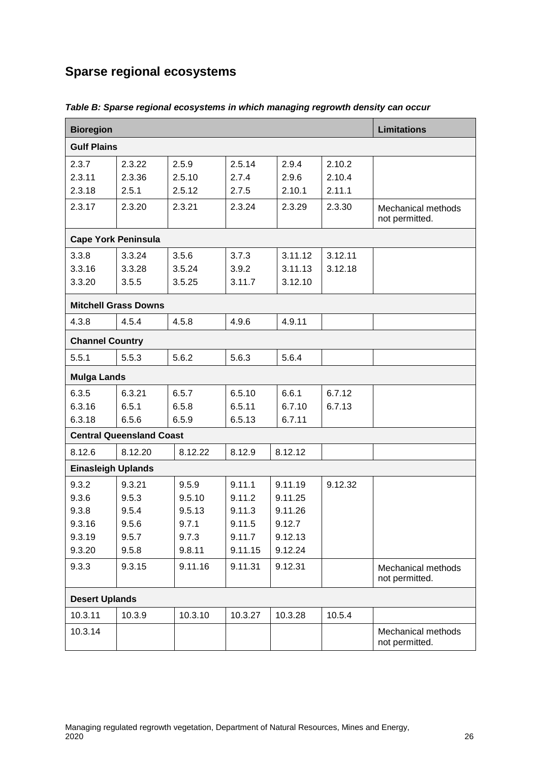## Sparse regional ecosystems

*Table B: Sparse regional ecosystems in which managing regrowth density can occur*

| Bioregion | | | | | | Limitations |
|---|---|---|---|---|---|---|
| **Gulf Plains** | | | | | | |
| 2.3.7<br>2.3.11<br>2.3.18 | 2.3.22<br>2.3.36<br>2.5.1 | 2.5.9<br>2.5.10<br>2.5.12 | 2.5.14<br>2.7.4<br>2.7.5 | 2.9.4<br>2.9.6<br>2.10.1 | 2.10.2<br>2.10.4<br>2.11.1 | |
| 2.3.17 | 2.3.20 | 2.3.21 | 2.3.24 | 2.3.29 | 2.3.30 | Mechanical methods not permitted. |
| **Cape York Peninsula** | | | | | | |
| 3.3.8<br>3.3.16<br>3.3.20 | 3.3.24<br>3.3.28<br>3.5.5 | 3.5.6<br>3.5.24<br>3.5.25 | 3.7.3<br>3.9.2<br>3.11.7 | 3.11.12<br>3.11.13<br>3.12.10 | 3.12.11<br>3.12.18 | |
| **Mitchell Grass Downs** | | | | | | |
| 4.3.8 | 4.5.4 | 4.5.8 | 4.9.6 | 4.9.11 | | |
| **Channel Country** | | | | | | |
| 5.5.1 | 5.5.3 | 5.6.2 | 5.6.3 | 5.6.4 | | |
| **Mulga Lands** | | | | | | |
| 6.3.5<br>6.3.16<br>6.3.18 | 6.3.21<br>6.5.1<br>6.5.6 | 6.5.7<br>6.5.8<br>6.5.9 | 6.5.10<br>6.5.11<br>6.5.13 | 6.6.1<br>6.7.10<br>6.7.11 | 6.7.12<br>6.7.13 | |
| **Central Queensland Coast** | | | | | | |
| 8.12.6 | 8.12.20 | 8.12.22 | 8.12.9 | 8.12.12 | | |
| **Einasleigh Uplands** | | | | | | |
| 9.3.2<br>9.3.6<br>9.3.8<br>9.3.16<br>9.3.19<br>9.3.20 | 9.3.21<br>9.5.3<br>9.5.4<br>9.5.6<br>9.5.7<br>9.5.8 | 9.5.9<br>9.5.10<br>9.5.13<br>9.7.1<br>9.7.3<br>9.8.11 | 9.11.1<br>9.11.2<br>9.11.3<br>9.11.5<br>9.11.7<br>9.11.15 | 9.11.19<br>9.11.25<br>9.11.26<br>9.12.7<br>9.12.13<br>9.12.24 | 9.12.32 | |
| 9.3.3 | 9.3.15 | 9.11.16 | 9.11.31 | 9.12.31 | | Mechanical methods not permitted. |
| **Desert Uplands** | | | | | | |
| 10.3.11 | 10.3.9 | 10.3.10 | 10.3.27 | 10.3.28 | 10.5.4 | |
| 10.3.14 | | | | | | Mechanical methods not permitted. |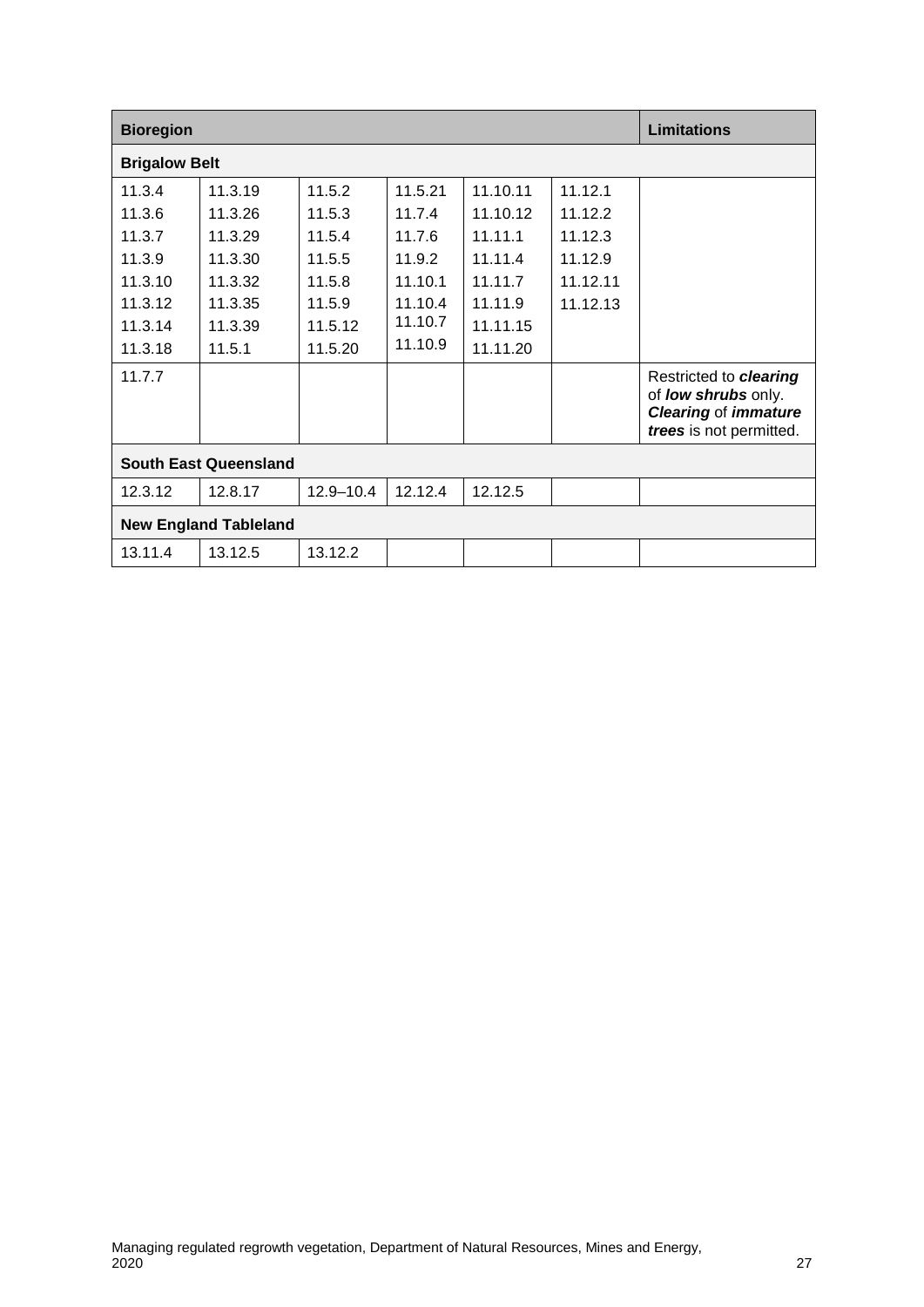| Bioregion | | | | | | Limitations |
|---|---|---|---|---|---|---|
| **Brigalow Belt** | | | | | | |
| 11.3.4<br>11.3.6<br>11.3.7<br>11.3.9<br>11.3.10<br>11.3.12<br>11.3.14<br>11.3.18 | 11.3.19<br>11.3.26<br>11.3.29<br>11.3.30<br>11.3.32<br>11.3.35<br>11.3.39<br>11.5.1 | 11.5.2<br>11.5.3<br>11.5.4<br>11.5.5<br>11.5.8<br>11.5.9<br>11.5.12<br>11.5.20 | 11.5.21<br>11.7.4<br>11.7.6<br>11.9.2<br>11.10.1<br>11.10.4<br>11.10.7<br>11.10.9 | 11.10.11<br>11.10.12<br>11.11.1<br>11.11.4<br>11.11.7<br>11.11.9<br>11.11.15<br>11.11.20 | 11.12.1<br>11.12.2<br>11.12.3<br>11.12.9<br>11.12.11<br>11.12.13 | |
| 11.7.7 | | | | | | Restricted to ***clearing*** of ***low shrubs*** only. ***Clearing*** of ***immature trees*** is not permitted. |
| **South East Queensland** | | | | | | |
| 12.3.12 | 12.8.17 | 12.9–10.4 | 12.12.4 | 12.12.5 | | |
| **New England Tableland** | | | | | | |
| 13.11.4 | 13.12.5 | 13.12.2 | | | | |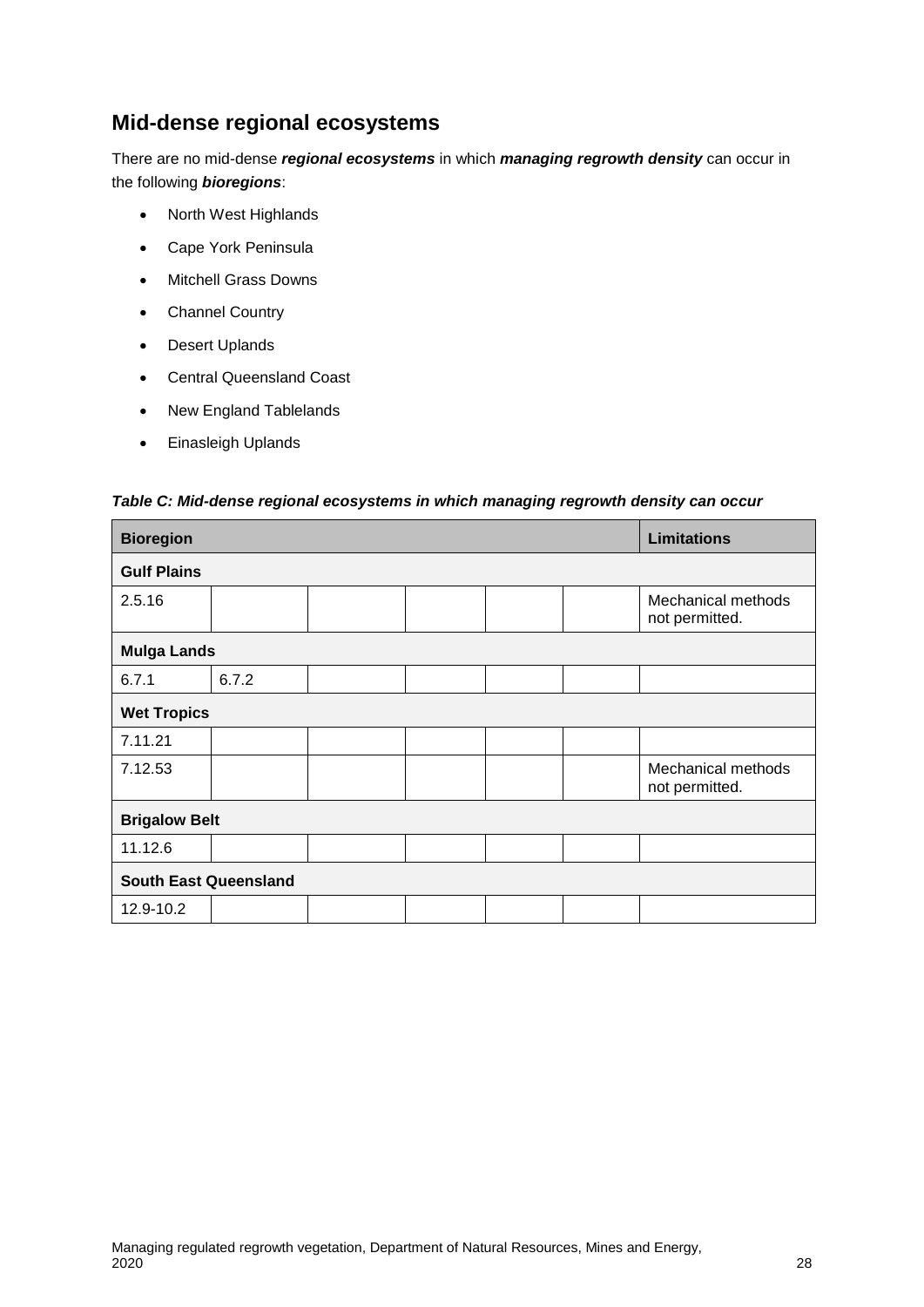## Mid-dense regional ecosystems

There are no mid-dense ***regional ecosystems*** in which ***managing regrowth density*** can occur in the following ***bioregions***:

- North West Highlands
- Cape York Peninsula
- Mitchell Grass Downs
- Channel Country
- Desert Uplands
- Central Queensland Coast
- New England Tablelands
- Einasleigh Uplands

***Table C: Mid-dense regional ecosystems in which managing regrowth density can occur***

| Bioregion | | | | | | Limitations |
|---|---|---|---|---|---|---|
| **Gulf Plains** | | | | | | |
| 2.5.16 | | | | | | Mechanical methods not permitted. |
| **Mulga Lands** | | | | | | |
| 6.7.1 | 6.7.2 | | | | | |
| **Wet Tropics** | | | | | | |
| 7.11.21 | | | | | | |
| 7.12.53 | | | | | | Mechanical methods not permitted. |
| **Brigalow Belt** | | | | | | |
| 11.12.6 | | | | | | |
| **South East Queensland** | | | | | | |
| 12.9-10.2 | | | | | | |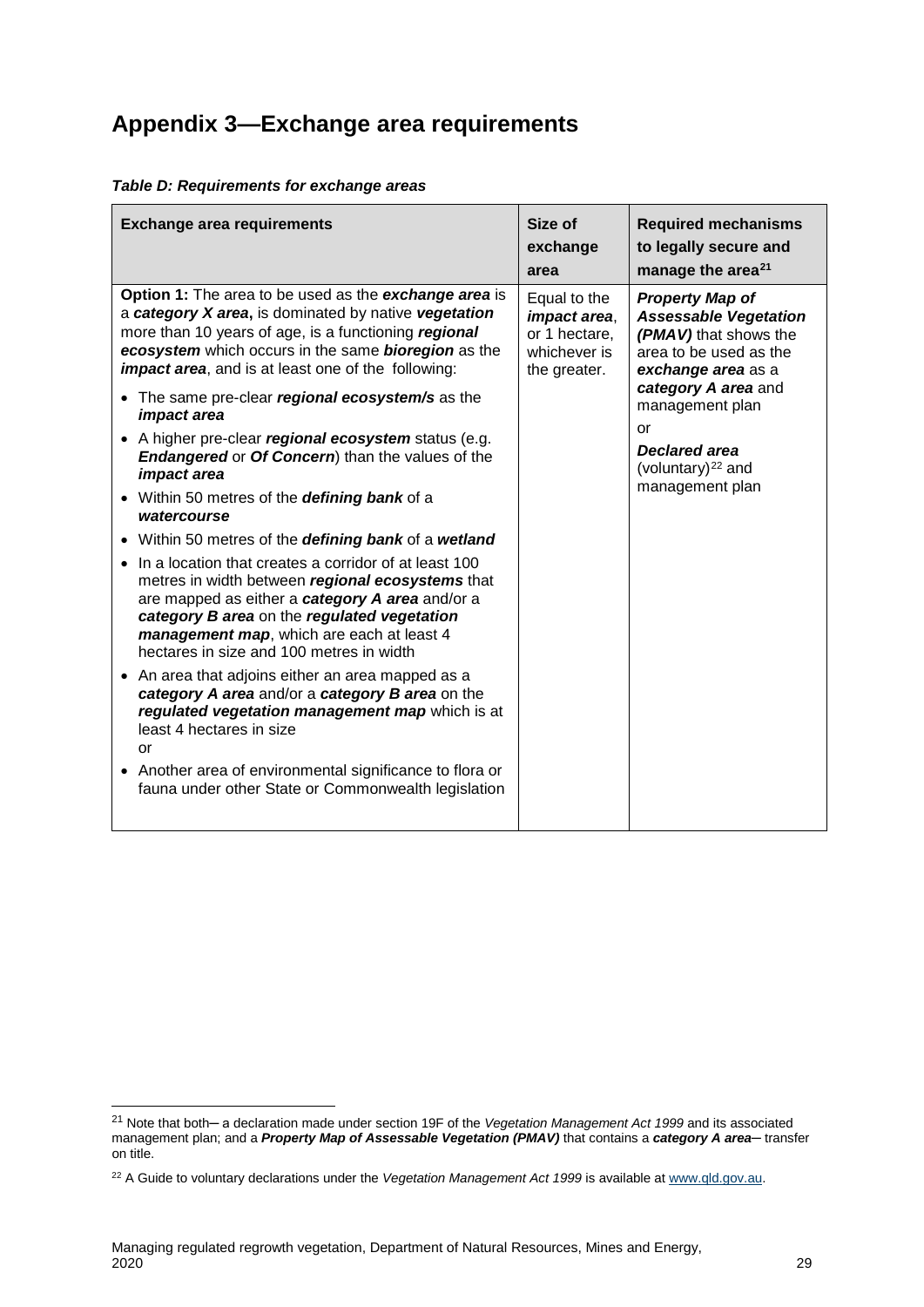# Appendix 3—Exchange area requirements

***Table D: Requirements for exchange areas***

| Exchange area requirements | Size of exchange area | Required mechanisms to legally secure and manage the area[21] |
|---|---|---|
| **Option 1:** The area to be used as the ***exchange area*** is a ***category X area*****,** is dominated by native ***vegetation*** more than 10 years of age, is a functioning ***regional ecosystem*** which occurs in the same ***bioregion*** as the ***impact area***, and is at least one of the following:<br>• The same pre-clear ***regional ecosystem/s*** as the ***impact area***<br>• A higher pre-clear ***regional ecosystem*** status (e.g. ***Endangered*** or ***Of Concern***) than the values of the ***impact area***<br>• Within 50 metres of the ***defining bank*** of a ***watercourse***<br>• Within 50 metres of the ***defining bank*** of a ***wetland***<br>• In a location that creates a corridor of at least 100 metres in width between ***regional ecosystems*** that are mapped as either a ***category A area*** and/or a ***category B area*** on the ***regulated vegetation management map***, which are each at least 4 hectares in size and 100 metres in width<br>• An area that adjoins either an area mapped as a ***category A area*** and/or a ***category B area*** on the ***regulated vegetation management map*** which is at least 4 hectares in size<br>or<br>• Another area of environmental significance to flora or fauna under other State or Commonwealth legislation | Equal to the ***impact area***, or 1 hectare, whichever is the greater. | ***Property Map of Assessable Vegetation (PMAV)*** that shows the area to be used as the ***exchange area*** as a ***category A area*** and management plan<br>or<br>***Declared area*** (voluntary)[22] and management plan |

[21] Note that both– a declaration made under section 19F of the *Vegetation Management Act 1999* and its associated management plan; and a ***Property Map of Assessable Vegetation (PMAV)*** that contains a ***category A area***– transfer on title.

[22] A Guide to voluntary declarations under the *Vegetation Management Act 1999* is available at www.qld.gov.au.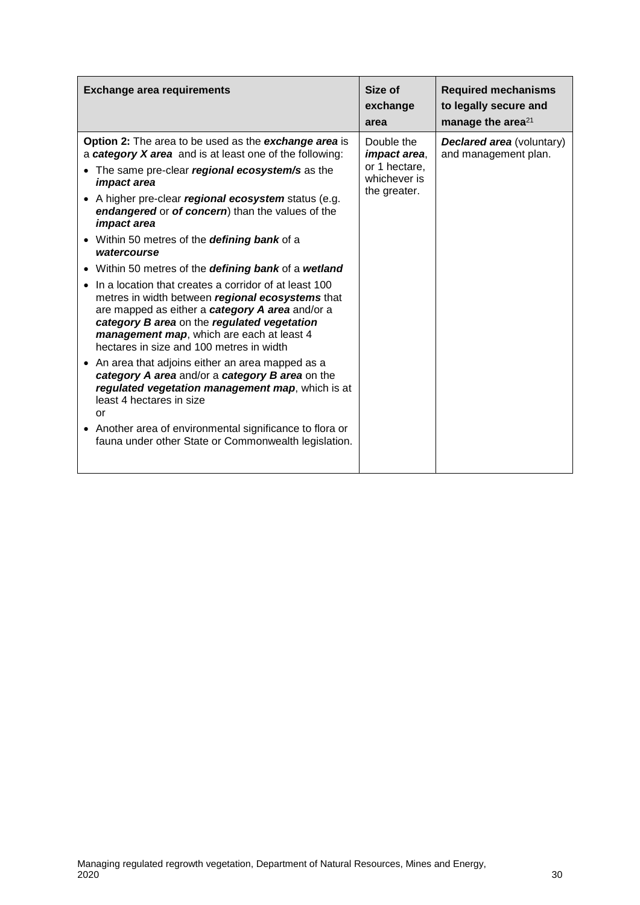| **Exchange area requirements** | **Size of exchange area** | **Required mechanisms to legally secure and manage the area**[21] |
|---|---|---|
| **Option 2:** The area to be used as the ***exchange area*** is a ***category X area*** and is at least one of the following:<br>• The same pre-clear ***regional ecosystem/s*** as the ***impact area***<br>• A higher pre-clear ***regional ecosystem*** status (e.g. ***endangered*** or ***of concern***) than the values of the ***impact area***<br>• Within 50 metres of the ***defining bank*** of a ***watercourse***<br>• Within 50 metres of the ***defining bank*** of a ***wetland***<br>• In a location that creates a corridor of at least 100 metres in width between ***regional ecosystems*** that are mapped as either a ***category A area*** and/or a ***category B area*** on the ***regulated vegetation management map***, which are each at least 4 hectares in size and 100 metres in width<br>• An area that adjoins either an area mapped as a ***category A area*** and/or a ***category B area*** on the ***regulated vegetation management map***, which is at least 4 hectares in size<br>or<br>• Another area of environmental significance to flora or fauna under other State or Commonwealth legislation. | Double the ***impact area***, or 1 hectare, whichever is the greater. | ***Declared area*** (voluntary) and management plan. |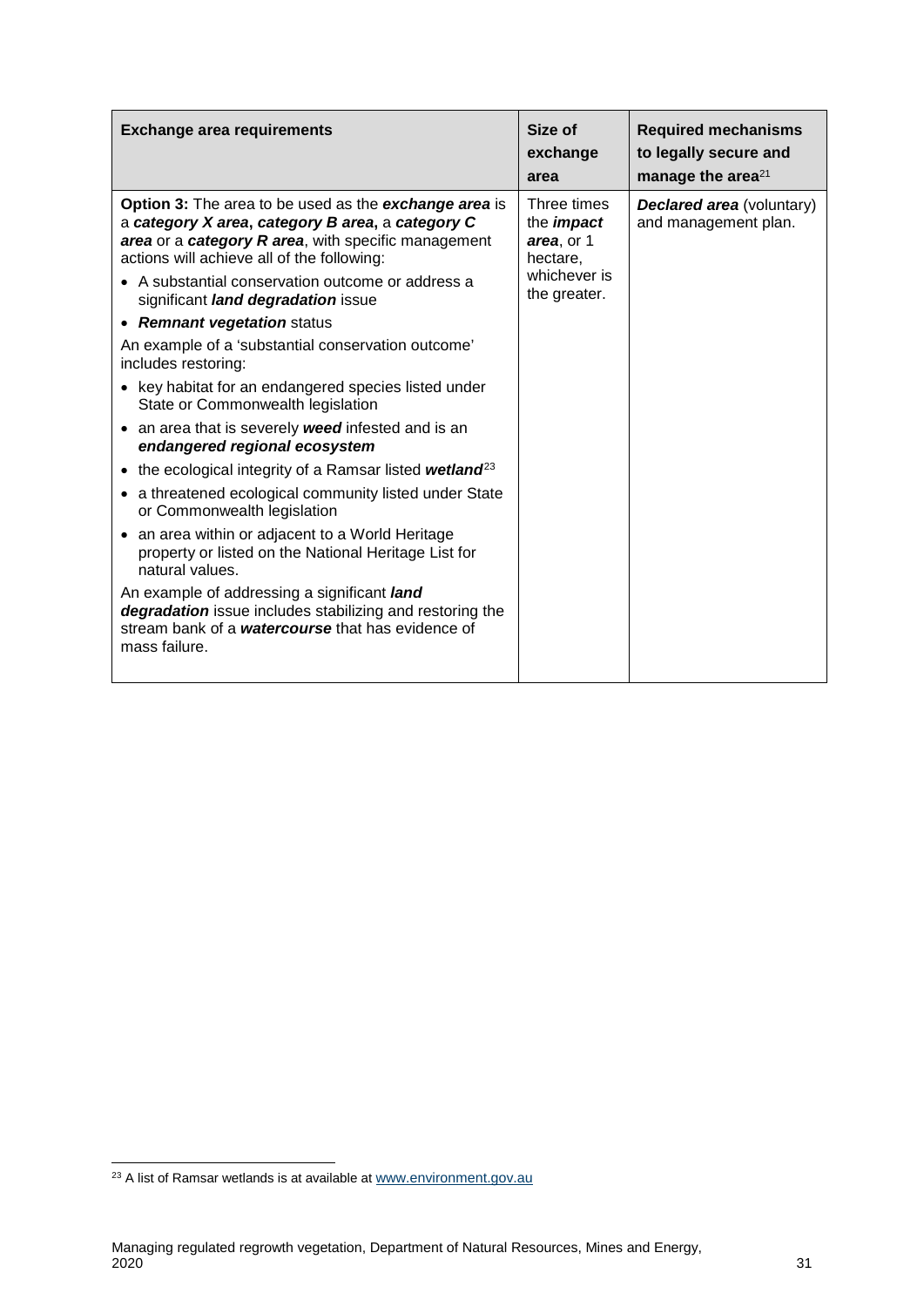| Exchange area requirements | Size of exchange area | Required mechanisms to legally secure and manage the area[21] |
|---|---|---|
| **Option 3:** The area to be used as the ***exchange area*** is a ***category X area***, ***category B area***, a ***category C area*** or a ***category R area***, with specific management actions will achieve all of the following:<br>• A substantial conservation outcome or address a significant ***land degradation*** issue<br>• ***Remnant vegetation*** status<br>An example of a 'substantial conservation outcome' includes restoring:<br>• key habitat for an endangered species listed under State or Commonwealth legislation<br>• an area that is severely ***weed*** infested and is an ***endangered regional ecosystem***<br>• the ecological integrity of a Ramsar listed ***wetland***[23]<br>• a threatened ecological community listed under State or Commonwealth legislation<br>• an area within or adjacent to a World Heritage property or listed on the National Heritage List for natural values.<br>An example of addressing a significant ***land degradation*** issue includes stabilizing and restoring the stream bank of a ***watercourse*** that has evidence of mass failure. | Three times the ***impact area***, or 1 hectare, whichever is the greater. | ***Declared area*** (voluntary) and management plan. |

[23] A list of Ramsar wetlands is at available at www.environment.gov.au